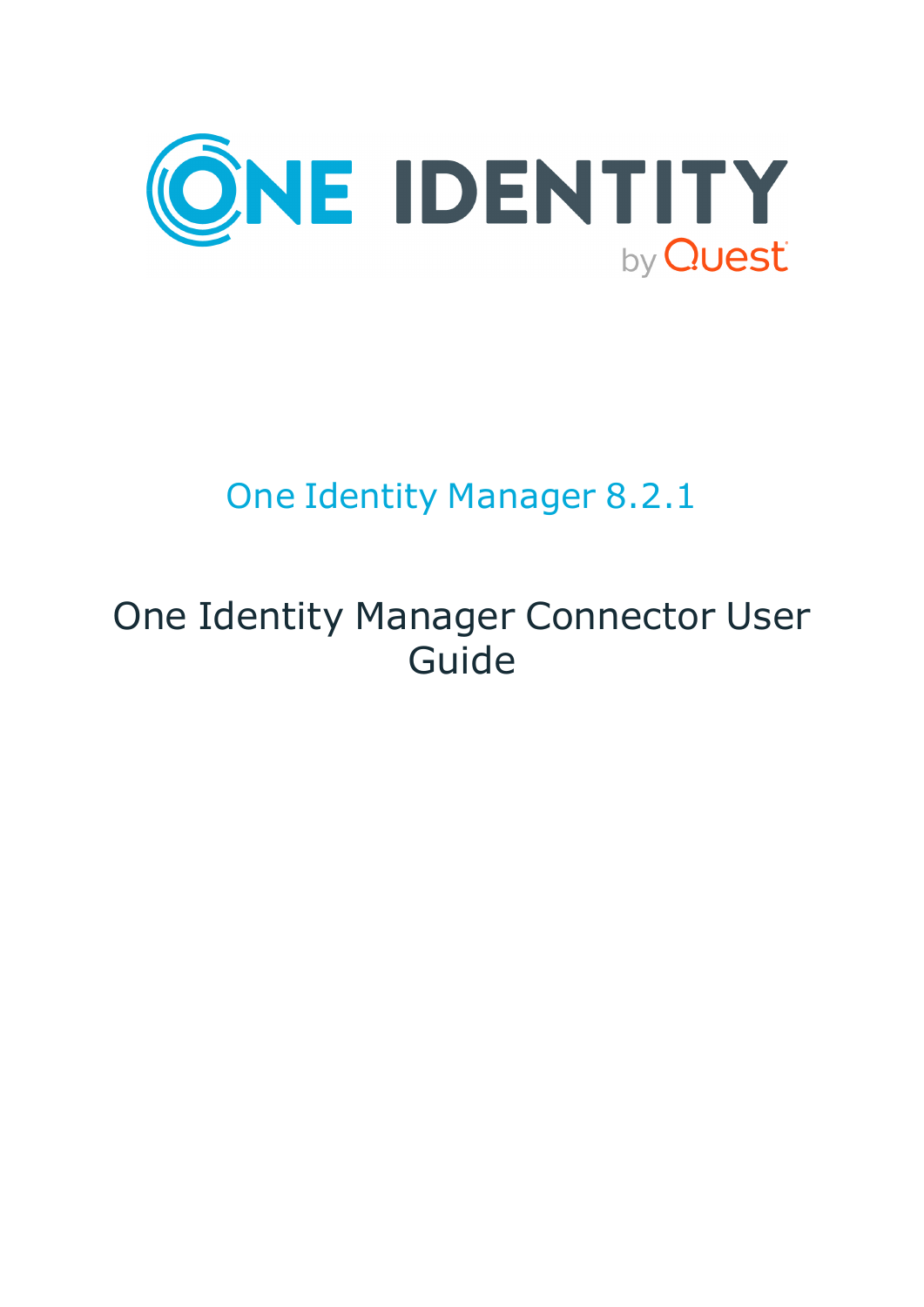# One Identity Manager 8.2.1

## One Identity Manager Connector User Guide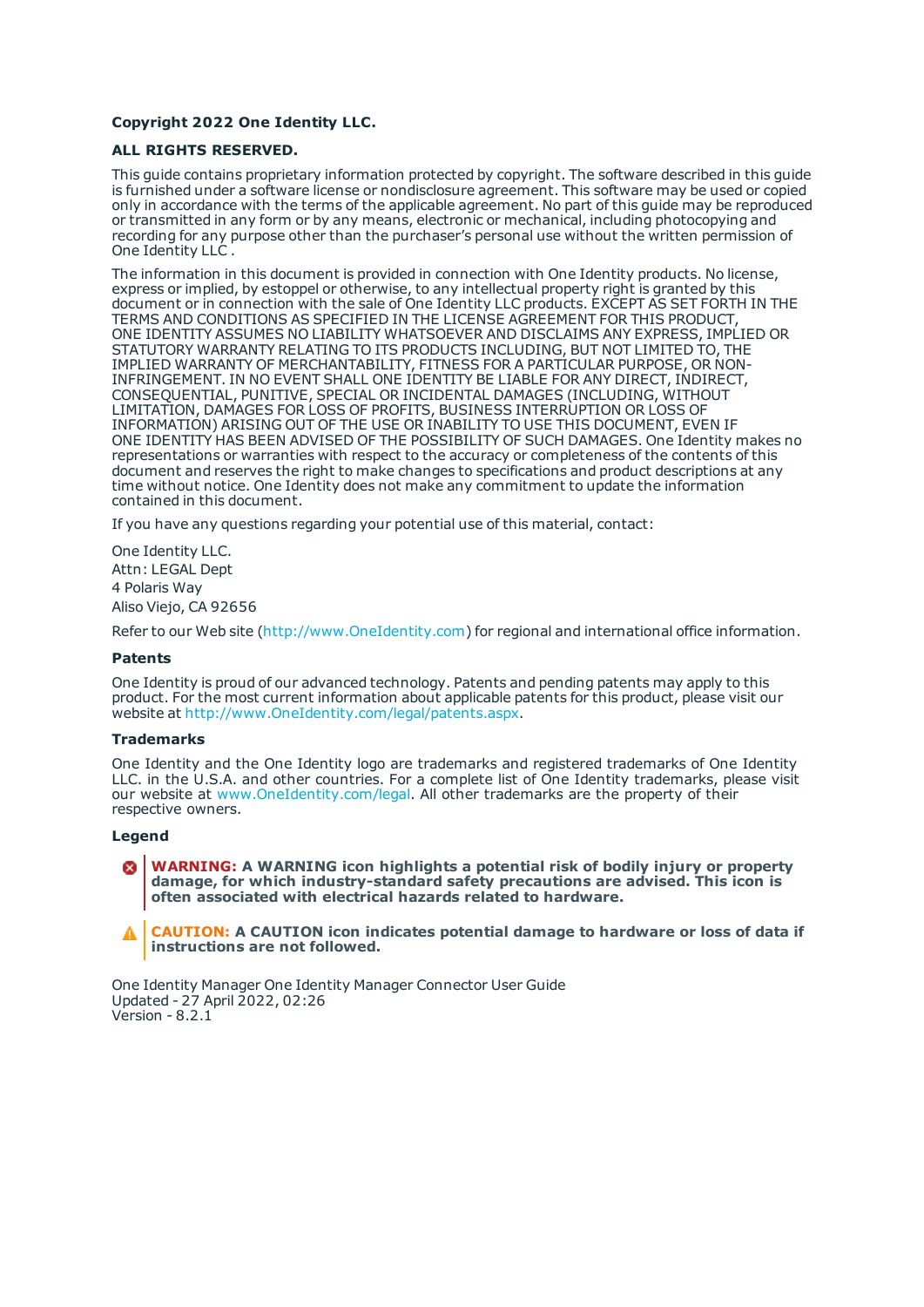**Copyright 2022 One Identity LLC.**

**ALL RIGHTS RESERVED.**

This guide contains proprietary information protected by copyright. The software described in this guide is furnished under a software license or nondisclosure agreement. This software may be used or copied only in accordance with the terms of the applicable agreement. No part of this guide may be reproduced or transmitted in any form or by any means, electronic or mechanical, including photocopying and recording for any purpose other than the purchaser's personal use without the written permission of One Identity LLC .

The information in this document is provided in connection with One Identity products. No license, express or implied, by estoppel or otherwise, to any intellectual property right is granted by this document or in connection with the sale of One Identity LLC products. EXCEPT AS SET FORTH IN THE TERMS AND CONDITIONS AS SPECIFIED IN THE LICENSE AGREEMENT FOR THIS PRODUCT, ONE IDENTITY ASSUMES NO LIABILITY WHATSOEVER AND DISCLAIMS ANY EXPRESS, IMPLIED OR STATUTORY WARRANTY RELATING TO ITS PRODUCTS INCLUDING, BUT NOT LIMITED TO, THE IMPLIED WARRANTY OF MERCHANTABILITY, FITNESS FOR A PARTICULAR PURPOSE, OR NON-INFRINGEMENT. IN NO EVENT SHALL ONE IDENTITY BE LIABLE FOR ANY DIRECT, INDIRECT, CONSEQUENTIAL, PUNITIVE, SPECIAL OR INCIDENTAL DAMAGES (INCLUDING, WITHOUT LIMITATION, DAMAGES FOR LOSS OF PROFITS, BUSINESS INTERRUPTION OR LOSS OF INFORMATION) ARISING OUT OF THE USE OR INABILITY TO USE THIS DOCUMENT, EVEN IF ONE IDENTITY HAS BEEN ADVISED OF THE POSSIBILITY OF SUCH DAMAGES. One Identity makes no representations or warranties with respect to the accuracy or completeness of the contents of this document and reserves the right to make changes to specifications and product descriptions at any time without notice. One Identity does not make any commitment to update the information contained in this document.

If you have any questions regarding your potential use of this material, contact:

One Identity LLC.
Attn: LEGAL Dept
4 Polaris Way
Aliso Viejo, CA 92656

Refer to our Web site (http://www.OneIdentity.com) for regional and international office information.

### Patents

One Identity is proud of our advanced technology. Patents and pending patents may apply to this product. For the most current information about applicable patents for this product, please visit our website at http://www.OneIdentity.com/legal/patents.aspx.

### Trademarks

One Identity and the One Identity logo are trademarks and registered trademarks of One Identity LLC. in the U.S.A. and other countries. For a complete list of One Identity trademarks, please visit our website at www.OneIdentity.com/legal. All other trademarks are the property of their respective owners.

### Legend

**WARNING: A WARNING icon highlights a potential risk of bodily injury or property damage, for which industry-standard safety precautions are advised. This icon is often associated with electrical hazards related to hardware.**

**CAUTION: A CAUTION icon indicates potential damage to hardware or loss of data if instructions are not followed.**

One Identity Manager One Identity Manager Connector User Guide
Updated - 27 April 2022, 02:26
Version - 8.2.1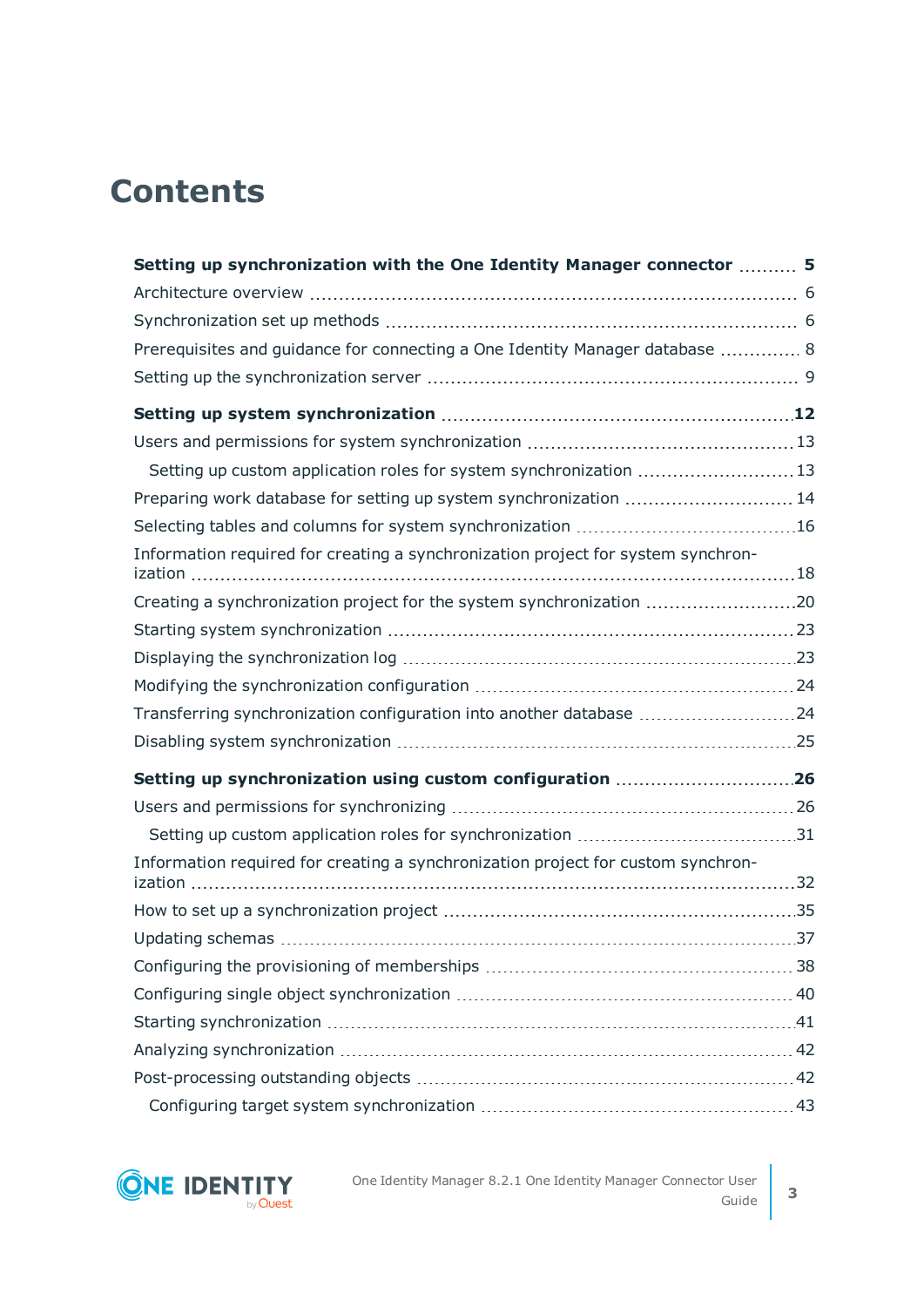# Contents

**Setting up synchronization with the One Identity Manager connector** 5

Architecture overview 6

Synchronization set up methods 6

Prerequisites and guidance for connecting a One Identity Manager database 8

Setting up the synchronization server 9

**Setting up system synchronization** 12

Users and permissions for system synchronization 13

- Setting up custom application roles for system synchronization 13

Preparing work database for setting up system synchronization 14

Selecting tables and columns for system synchronization 16

Information required for creating a synchronization project for system synchronization 18

Creating a synchronization project for the system synchronization 20

Starting system synchronization 23

Displaying the synchronization log 23

Modifying the synchronization configuration 24

Transferring synchronization configuration into another database 24

Disabling system synchronization 25

**Setting up synchronization using custom configuration** 26

Users and permissions for synchronizing 26

- Setting up custom application roles for synchronization 31

Information required for creating a synchronization project for custom synchronization 32

How to set up a synchronization project 35

Updating schemas 37

Configuring the provisioning of memberships 38

Configuring single object synchronization 40

Starting synchronization 41

Analyzing synchronization 42

Post-processing outstanding objects 42

- Configuring target system synchronization 43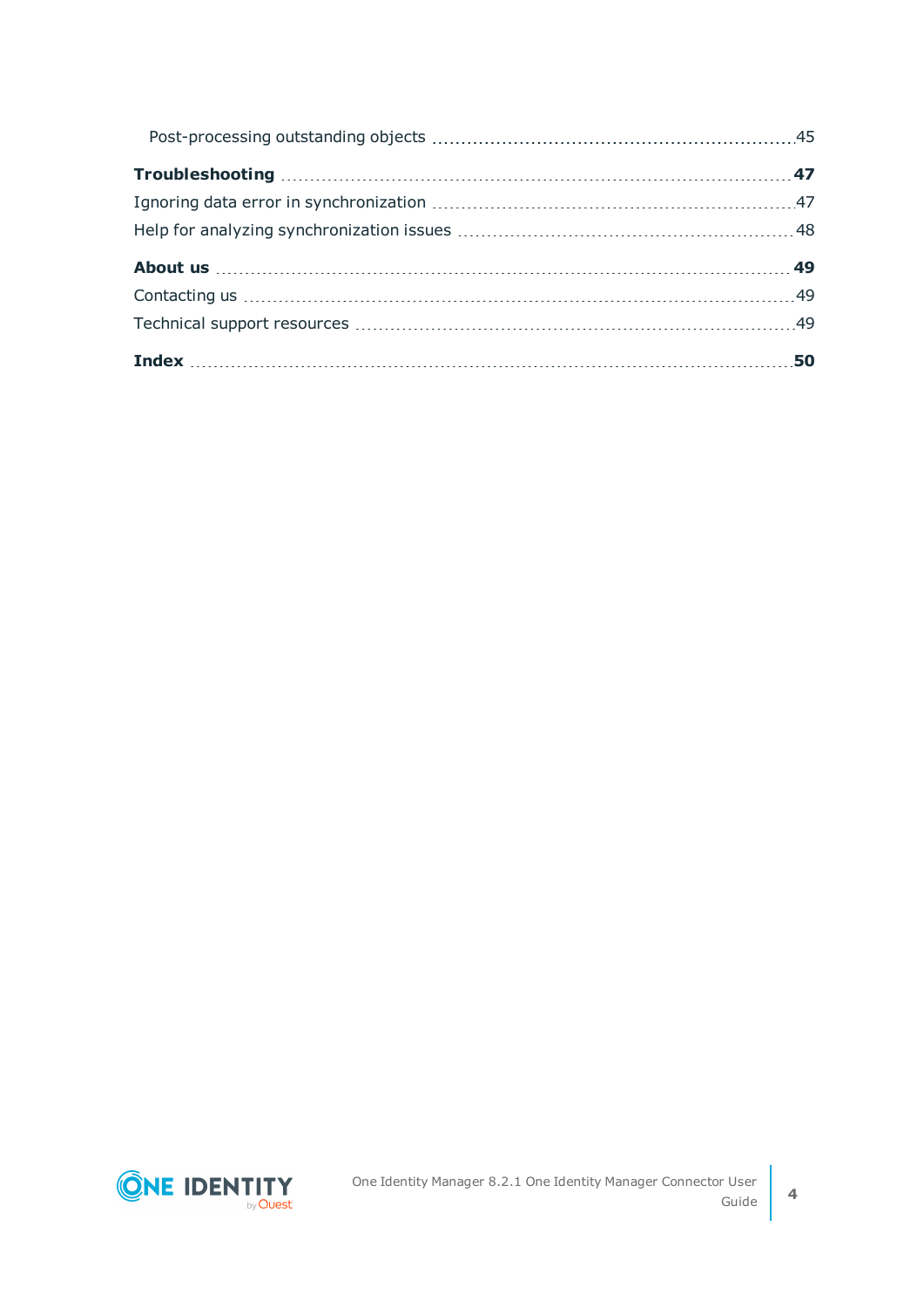Post-processing outstanding objects 45

**Troubleshooting 47**

Ignoring data error in synchronization 47

Help for analyzing synchronization issues 48

**About us 49**

Contacting us 49

Technical support resources 49

**Index 50**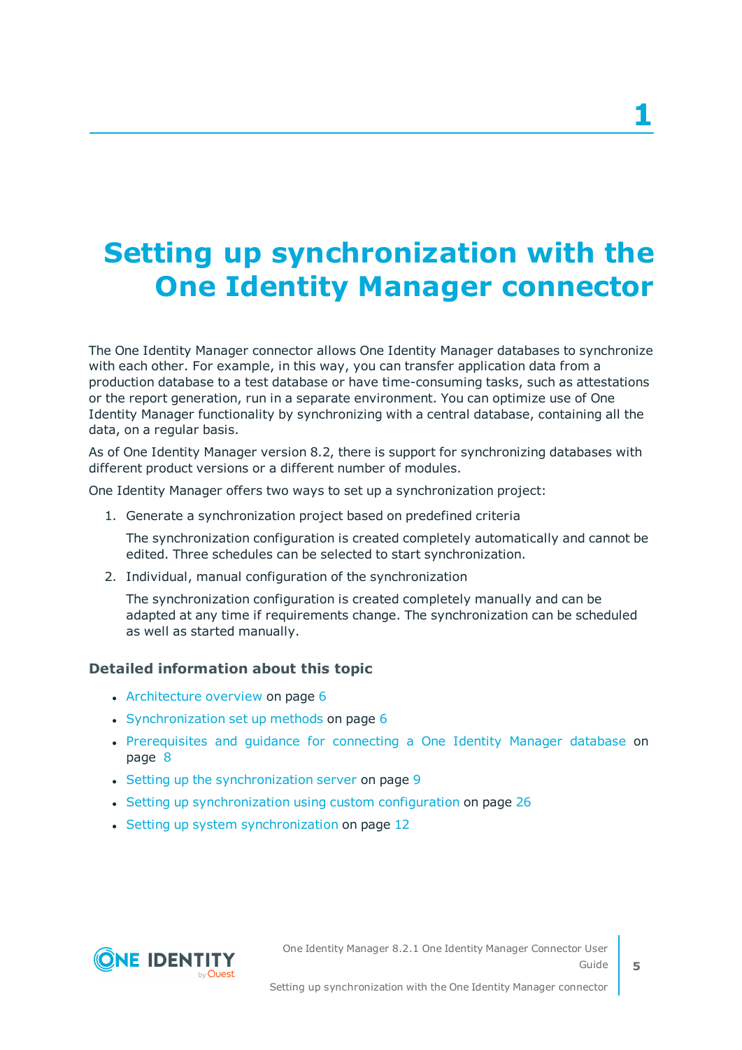# 1 Setting up synchronization with the One Identity Manager connector

The One Identity Manager connector allows One Identity Manager databases to synchronize with each other. For example, in this way, you can transfer application data from a production database to a test database or have time-consuming tasks, such as attestations or the report generation, run in a separate environment. You can optimize use of One Identity Manager functionality by synchronizing with a central database, containing all the data, on a regular basis.

As of One Identity Manager version 8.2, there is support for synchronizing databases with different product versions or a different number of modules.

One Identity Manager offers two ways to set up a synchronization project:

1. Generate a synchronization project based on predefined criteria

   The synchronization configuration is created completely automatically and cannot be edited. Three schedules can be selected to start synchronization.

2. Individual, manual configuration of the synchronization

   The synchronization configuration is created completely manually and can be adapted at any time if requirements change. The synchronization can be scheduled as well as started manually.

### Detailed information about this topic

- Architecture overview on page 6
- Synchronization set up methods on page 6
- Prerequisites and guidance for connecting a One Identity Manager database on page 8
- Setting up the synchronization server on page 9
- Setting up synchronization using custom configuration on page 26
- Setting up system synchronization on page 12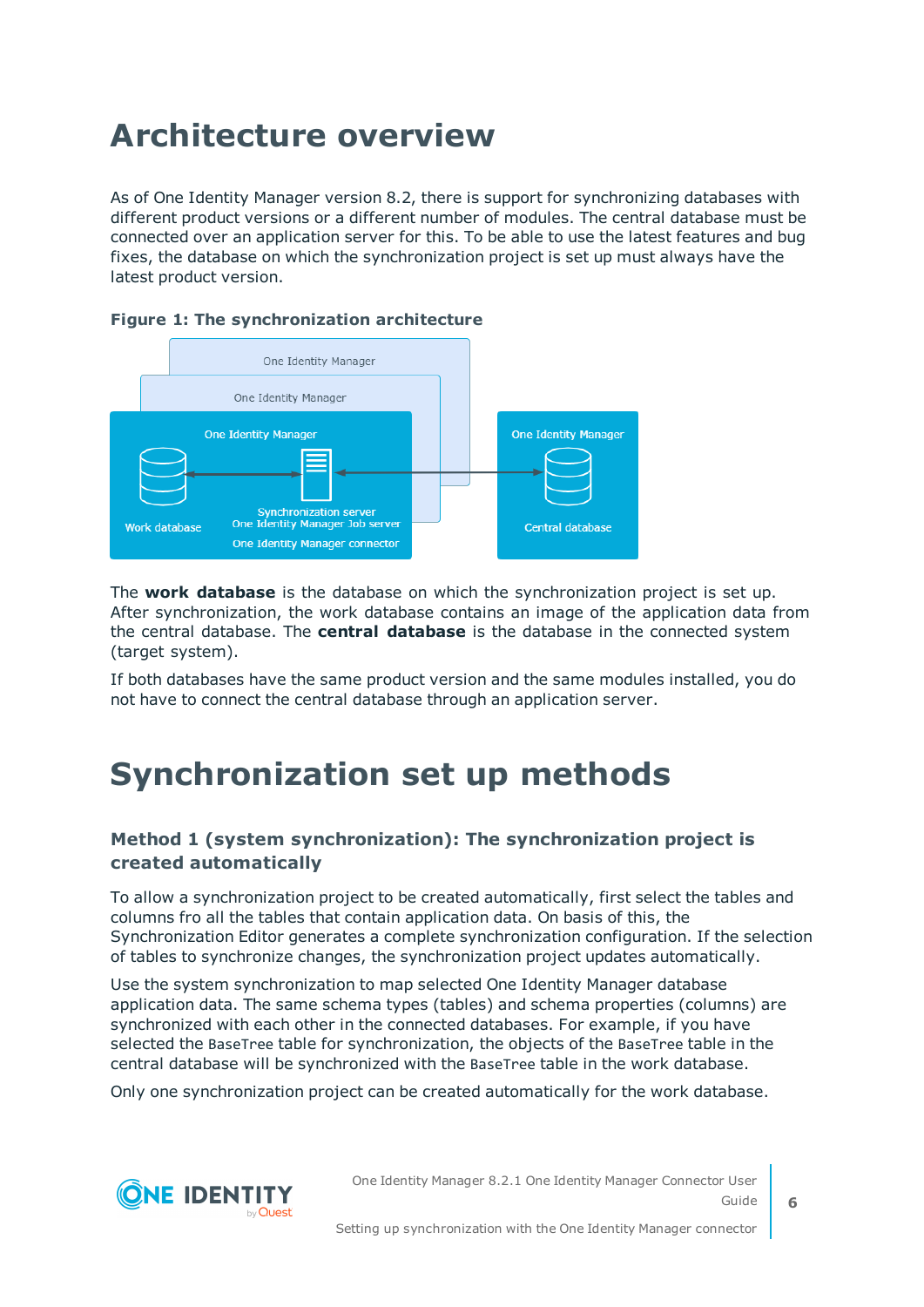# Architecture overview

As of One Identity Manager version 8.2, there is support for synchronizing databases with different product versions or a different number of modules. The central database must be connected over an application server for this. To be able to use the latest features and bug fixes, the database on which the synchronization project is set up must always have the latest product version.

**Figure 1: The synchronization architecture**

The **work database** is the database on which the synchronization project is set up. After synchronization, the work database contains an image of the application data from the central database. The **central database** is the database in the connected system (target system).

If both databases have the same product version and the same modules installed, you do not have to connect the central database through an application server.

# Synchronization set up methods

### Method 1 (system synchronization): The synchronization project is created automatically

To allow a synchronization project to be created automatically, first select the tables and columns fro all the tables that contain application data. On basis of this, the Synchronization Editor generates a complete synchronization configuration. If the selection of tables to synchronize changes, the synchronization project updates automatically.

Use the system synchronization to map selected One Identity Manager database application data. The same schema types (tables) and schema properties (columns) are synchronized with each other in the connected databases. For example, if you have selected the `BaseTree` table for synchronization, the objects of the `BaseTree` table in the central database will be synchronized with the `BaseTree` table in the work database.

Only one synchronization project can be created automatically for the work database.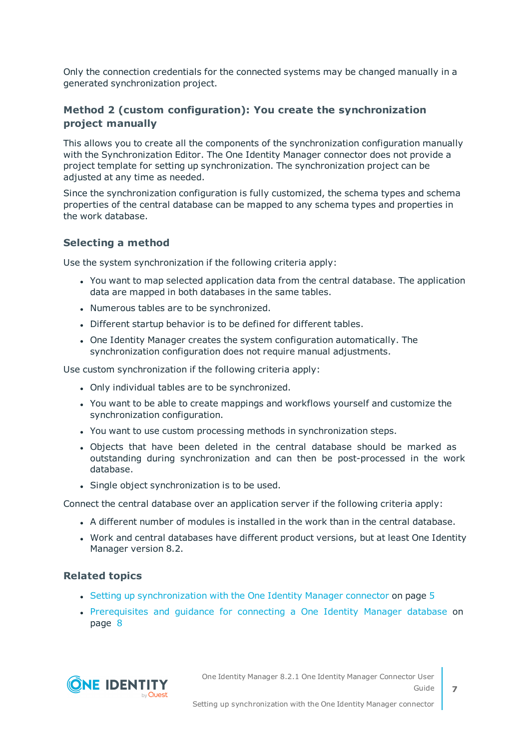Only the connection credentials for the connected systems may be changed manually in a generated synchronization project.

### Method 2 (custom configuration): You create the synchronization project manually

This allows you to create all the components of the synchronization configuration manually with the Synchronization Editor. The One Identity Manager connector does not provide a project template for setting up synchronization. The synchronization project can be adjusted at any time as needed.

Since the synchronization configuration is fully customized, the schema types and schema properties of the central database can be mapped to any schema types and properties in the work database.

### Selecting a method

Use the system synchronization if the following criteria apply:

- You want to map selected application data from the central database. The application data are mapped in both databases in the same tables.
- Numerous tables are to be synchronized.
- Different startup behavior is to be defined for different tables.
- One Identity Manager creates the system configuration automatically. The synchronization configuration does not require manual adjustments.

Use custom synchronization if the following criteria apply:

- Only individual tables are to be synchronized.
- You want to be able to create mappings and workflows yourself and customize the synchronization configuration.
- You want to use custom processing methods in synchronization steps.
- Objects that have been deleted in the central database should be marked as outstanding during synchronization and can then be post-processed in the work database.
- Single object synchronization is to be used.

Connect the central database over an application server if the following criteria apply:

- A different number of modules is installed in the work than in the central database.
- Work and central databases have different product versions, but at least One Identity Manager version 8.2.

### Related topics

- Setting up synchronization with the One Identity Manager connector on page 5
- Prerequisites and guidance for connecting a One Identity Manager database on page 8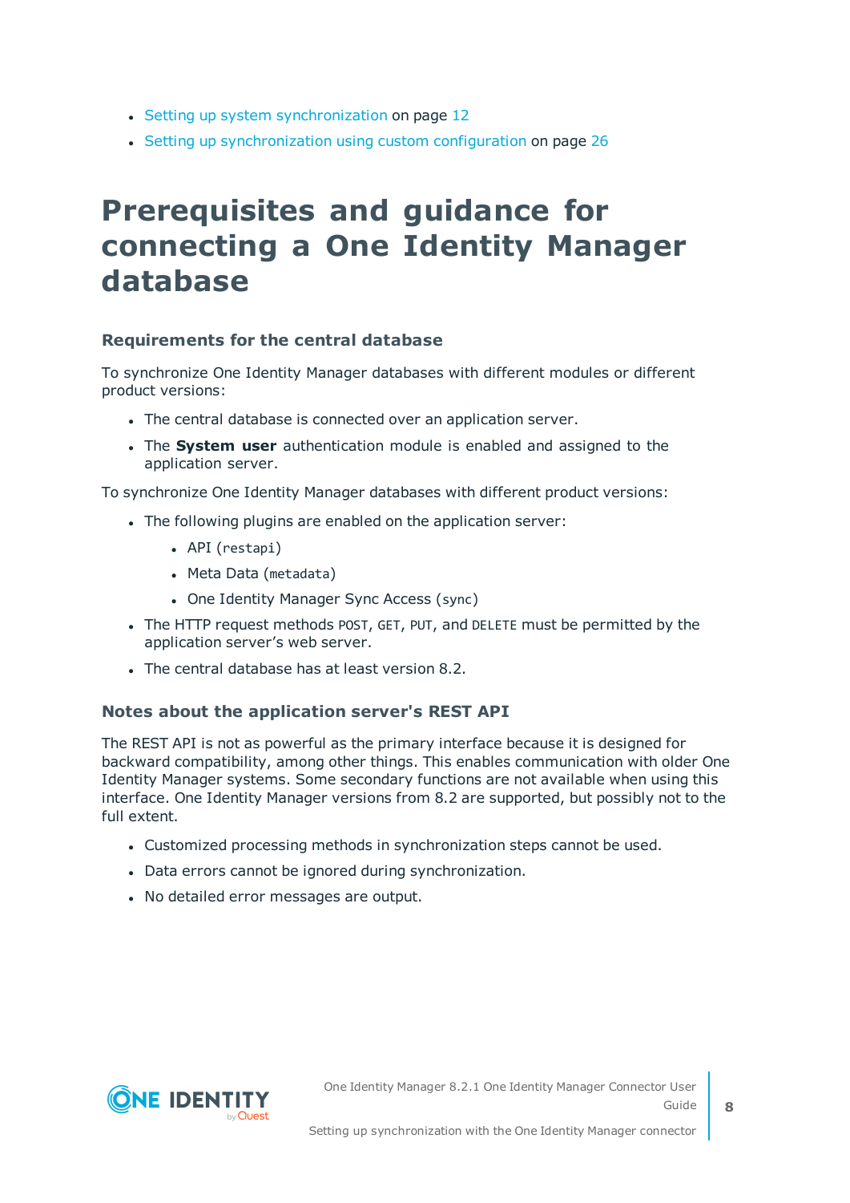- Setting up system synchronization on page 12
- Setting up synchronization using custom configuration on page 26

# Prerequisites and guidance for connecting a One Identity Manager database

### Requirements for the central database

To synchronize One Identity Manager databases with different modules or different product versions:

- The central database is connected over an application server.
- The **System user** authentication module is enabled and assigned to the application server.

To synchronize One Identity Manager databases with different product versions:

- The following plugins are enabled on the application server:
    - API (`restapi`)
    - Meta Data (`metadata`)
    - One Identity Manager Sync Access (`sync`)
- The HTTP request methods `POST`, `GET`, `PUT`, and `DELETE` must be permitted by the application server's web server.
- The central database has at least version 8.2.

### Notes about the application server's REST API

The REST API is not as powerful as the primary interface because it is designed for backward compatibility, among other things. This enables communication with older One Identity Manager systems. Some secondary functions are not available when using this interface. One Identity Manager versions from 8.2 are supported, but possibly not to the full extent.

- Customized processing methods in synchronization steps cannot be used.
- Data errors cannot be ignored during synchronization.
- No detailed error messages are output.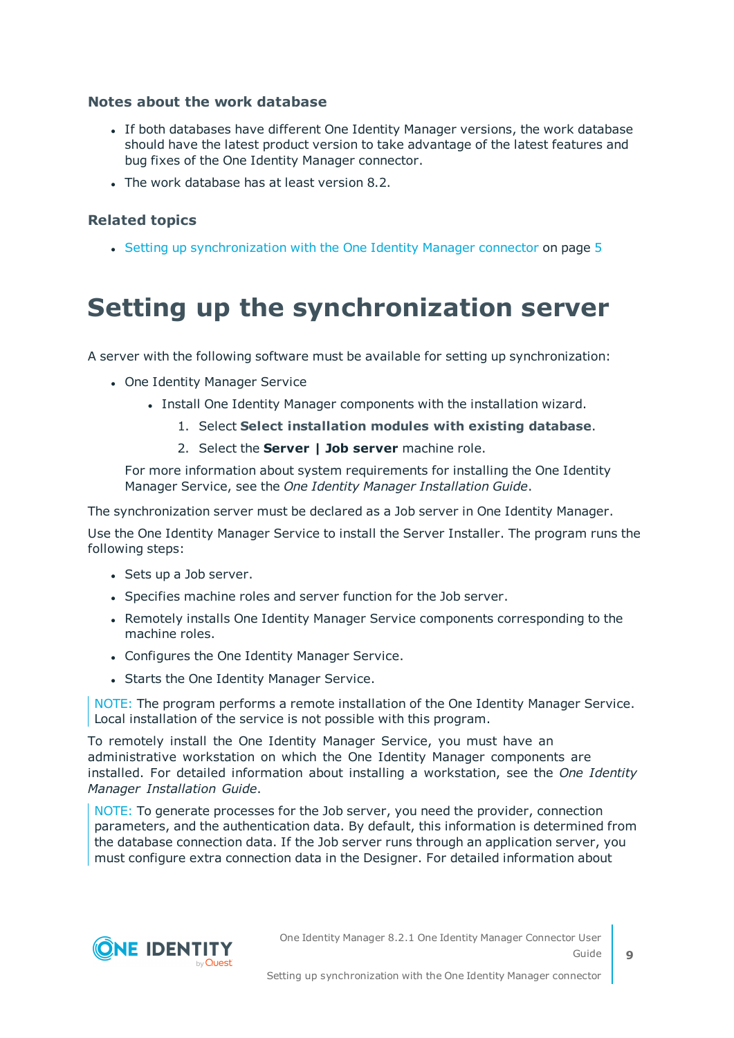### Notes about the work database

- If both databases have different One Identity Manager versions, the work database should have the latest product version to take advantage of the latest features and bug fixes of the One Identity Manager connector.
- The work database has at least version 8.2.

### Related topics

- Setting up synchronization with the One Identity Manager connector on page 5

# Setting up the synchronization server

A server with the following software must be available for setting up synchronization:

- One Identity Manager Service
  - Install One Identity Manager components with the installation wizard.
    1. Select **Select installation modules with existing database**.
    2. Select the **Server | Job server** machine role.

  For more information about system requirements for installing the One Identity Manager Service, see the *One Identity Manager Installation Guide*.

The synchronization server must be declared as a Job server in One Identity Manager.

Use the One Identity Manager Service to install the Server Installer. The program runs the following steps:

- Sets up a Job server.
- Specifies machine roles and server function for the Job server.
- Remotely installs One Identity Manager Service components corresponding to the machine roles.
- Configures the One Identity Manager Service.
- Starts the One Identity Manager Service.

NOTE: The program performs a remote installation of the One Identity Manager Service. Local installation of the service is not possible with this program.

To remotely install the One Identity Manager Service, you must have an administrative workstation on which the One Identity Manager components are installed. For detailed information about installing a workstation, see the *One Identity Manager Installation Guide*.

NOTE: To generate processes for the Job server, you need the provider, connection parameters, and the authentication data. By default, this information is determined from the database connection data. If the Job server runs through an application server, you must configure extra connection data in the Designer. For detailed information about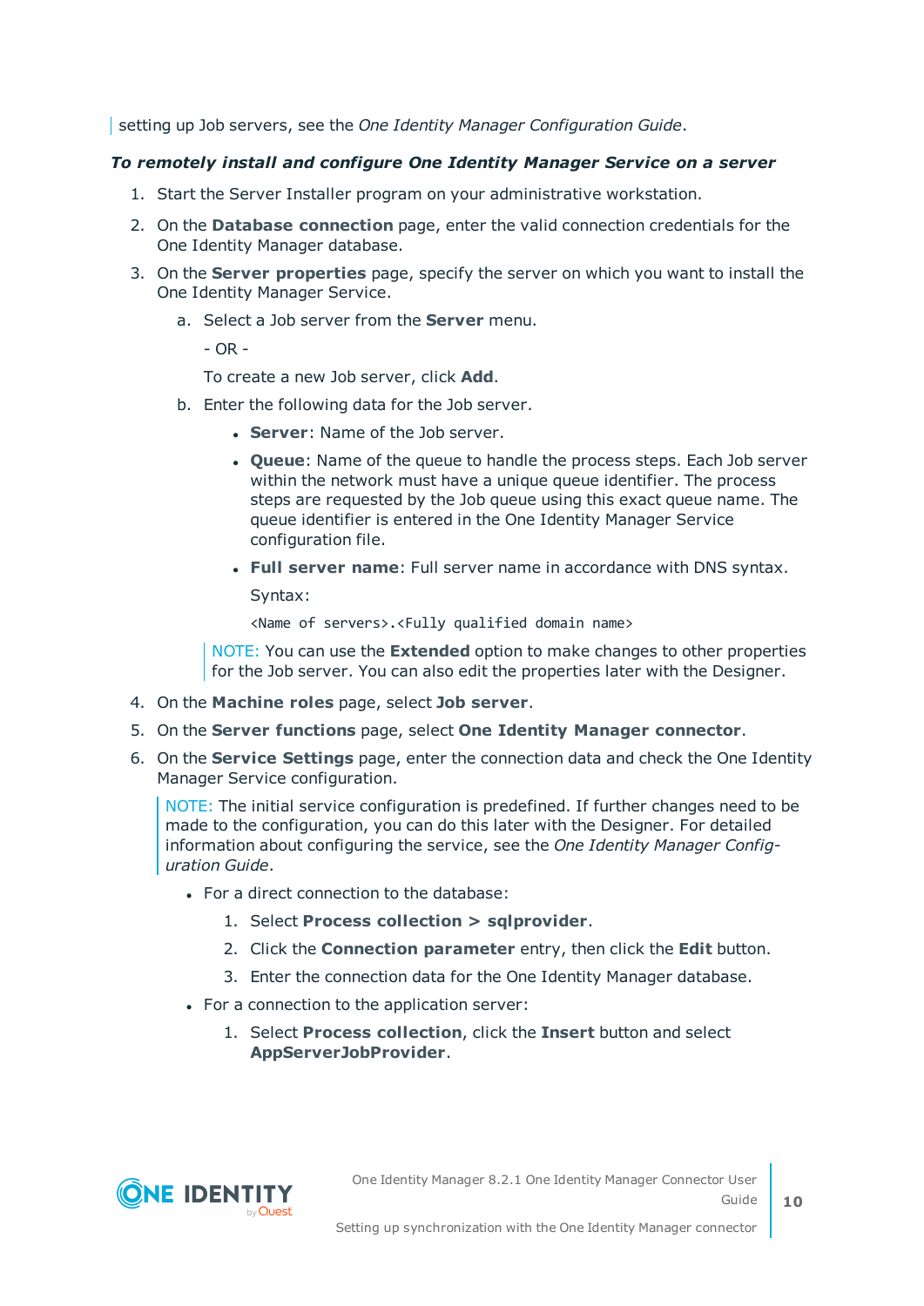setting up Job servers, see the *One Identity Manager Configuration Guide*.

***To remotely install and configure One Identity Manager Service on a server***

1. Start the Server Installer program on your administrative workstation.
2. On the **Database connection** page, enter the valid connection credentials for the One Identity Manager database.
3. On the **Server properties** page, specify the server on which you want to install the One Identity Manager Service.
    a. Select a Job server from the **Server** menu.

       - OR -

       To create a new Job server, click **Add**.
    b. Enter the following data for the Job server.
        - **Server**: Name of the Job server.
        - **Queue**: Name of the queue to handle the process steps. Each Job server within the network must have a unique queue identifier. The process steps are requested by the Job queue using this exact queue name. The queue identifier is entered in the One Identity Manager Service configuration file.
        - **Full server name**: Full server name in accordance with DNS syntax.

          Syntax:

          ```
          <Name of servers>.<Fully qualified domain name>
          ```

    NOTE: You can use the **Extended** option to make changes to other properties for the Job server. You can also edit the properties later with the Designer.
4. On the **Machine roles** page, select **Job server**.
5. On the **Server functions** page, select **One Identity Manager connector**.
6. On the **Service Settings** page, enter the connection data and check the One Identity Manager Service configuration.

    NOTE: The initial service configuration is predefined. If further changes need to be made to the configuration, you can do this later with the Designer. For detailed information about configuring the service, see the *One Identity Manager Configuration Guide*.

    - For a direct connection to the database:
        1. Select **Process collection > sqlprovider**.
        2. Click the **Connection parameter** entry, then click the **Edit** button.
        3. Enter the connection data for the One Identity Manager database.
    - For a connection to the application server:
        1. Select **Process collection**, click the **Insert** button and select **AppServerJobProvider**.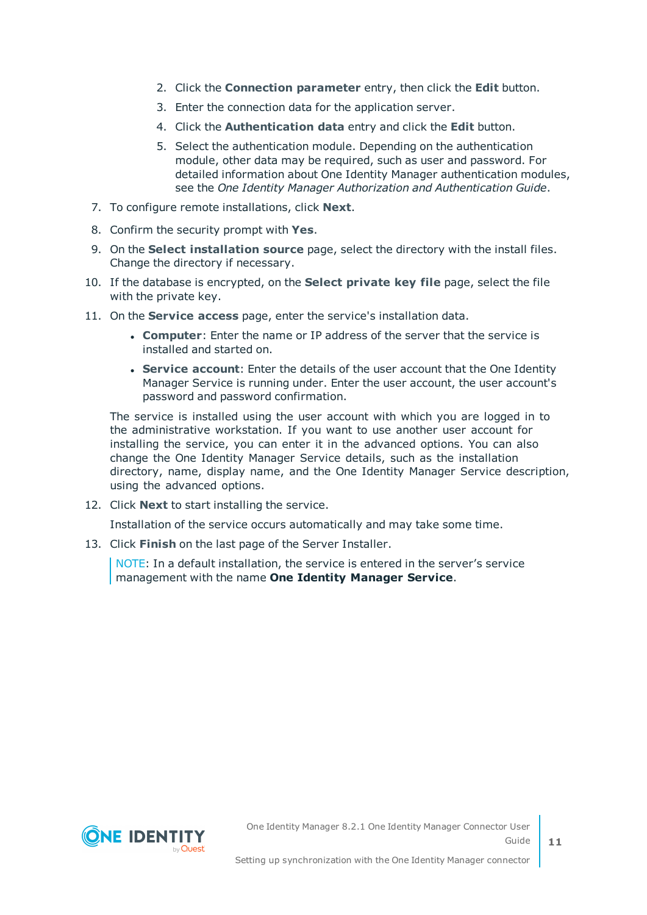2. Click the **Connection parameter** entry, then click the **Edit** button.
3. Enter the connection data for the application server.
4. Click the **Authentication data** entry and click the **Edit** button.
5. Select the authentication module. Depending on the authentication module, other data may be required, such as user and password. For detailed information about One Identity Manager authentication modules, see the *One Identity Manager Authorization and Authentication Guide*.

7. To configure remote installations, click **Next**.
8. Confirm the security prompt with **Yes**.
9. On the **Select installation source** page, select the directory with the install files. Change the directory if necessary.
10. If the database is encrypted, on the **Select private key file** page, select the file with the private key.
11. On the **Service access** page, enter the service's installation data.
    - **Computer**: Enter the name or IP address of the server that the service is installed and started on.
    - **Service account**: Enter the details of the user account that the One Identity Manager Service is running under. Enter the user account, the user account's password and password confirmation.

    The service is installed using the user account with which you are logged in to the administrative workstation. If you want to use another user account for installing the service, you can enter it in the advanced options. You can also change the One Identity Manager Service details, such as the installation directory, name, display name, and the One Identity Manager Service description, using the advanced options.
12. Click **Next** to start installing the service.

    Installation of the service occurs automatically and may take some time.
13. Click **Finish** on the last page of the Server Installer.

    NOTE: In a default installation, the service is entered in the server's service management with the name **One Identity Manager Service**.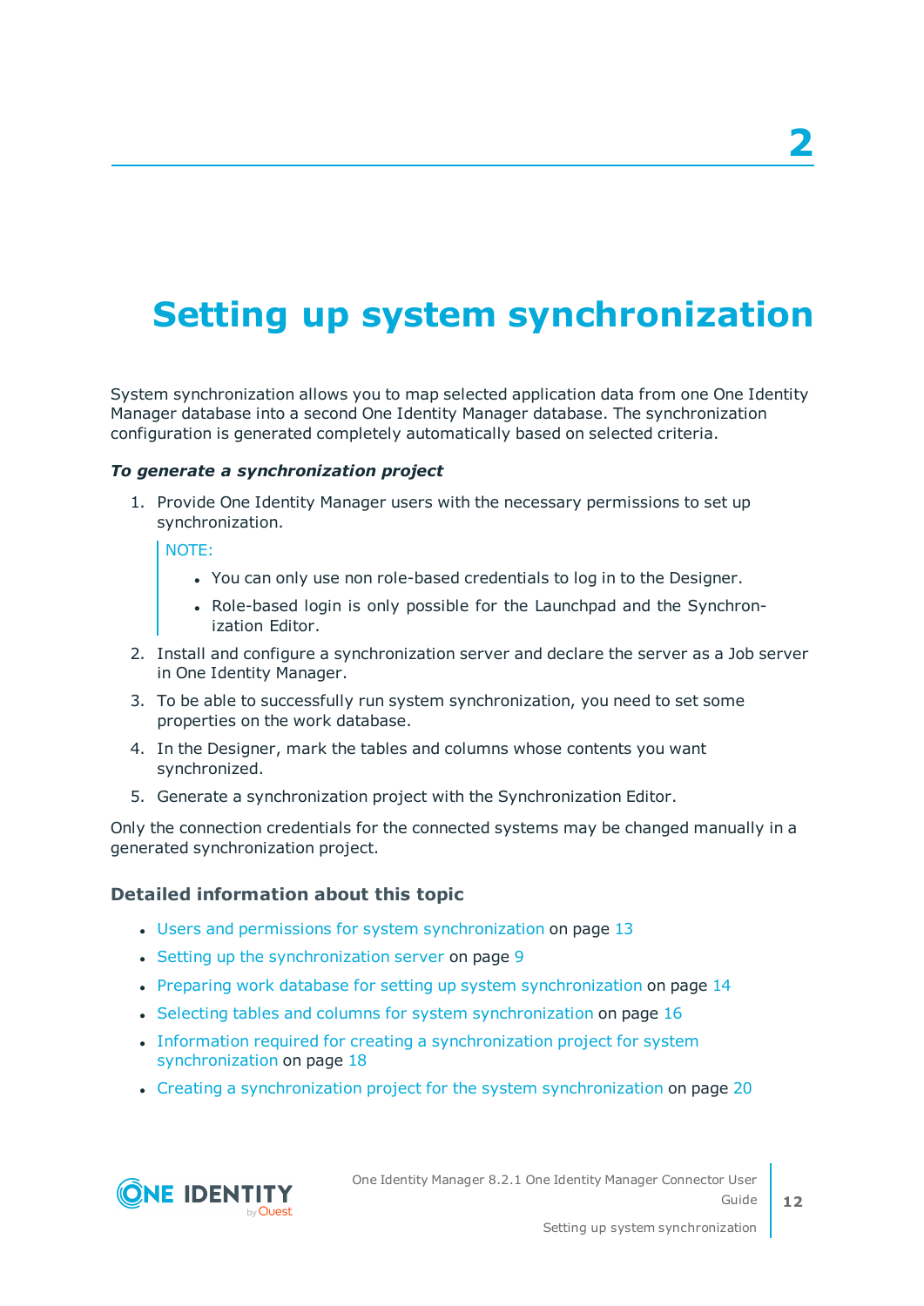# 2

# Setting up system synchronization

System synchronization allows you to map selected application data from one One Identity Manager database into a second One Identity Manager database. The synchronization configuration is generated completely automatically based on selected criteria.

***To generate a synchronization project***

1. Provide One Identity Manager users with the necessary permissions to set up synchronization.

   > NOTE:
   >
   > - You can only use non role-based credentials to log in to the Designer.
   > - Role-based login is only possible for the Launchpad and the Synchronization Editor.

2. Install and configure a synchronization server and declare the server as a Job server in One Identity Manager.
3. To be able to successfully run system synchronization, you need to set some properties on the work database.
4. In the Designer, mark the tables and columns whose contents you want synchronized.
5. Generate a synchronization project with the Synchronization Editor.

Only the connection credentials for the connected systems may be changed manually in a generated synchronization project.

### Detailed information about this topic

- Users and permissions for system synchronization on page 13
- Setting up the synchronization server on page 9
- Preparing work database for setting up system synchronization on page 14
- Selecting tables and columns for system synchronization on page 16
- Information required for creating a synchronization project for system synchronization on page 18
- Creating a synchronization project for the system synchronization on page 20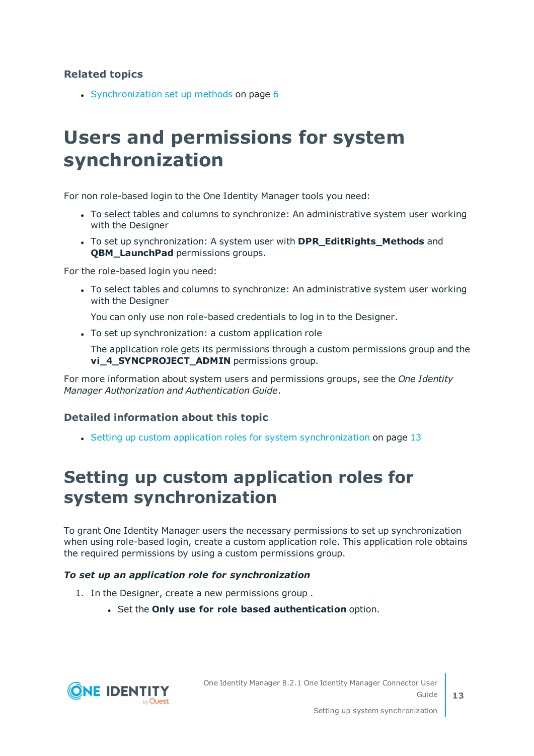### Related topics

- Synchronization set up methods on page 6

# Users and permissions for system synchronization

For non role-based login to the One Identity Manager tools you need:

- To select tables and columns to synchronize: An administrative system user working with the Designer
- To set up synchronization: A system user with **DPR_EditRights_Methods** and **QBM_LaunchPad** permissions groups.

For the role-based login you need:

- To select tables and columns to synchronize: An administrative system user working with the Designer

  You can only use non role-based credentials to log in to the Designer.

- To set up synchronization: a custom application role

  The application role gets its permissions through a custom permissions group and the **vi_4_SYNCPROJECT_ADMIN** permissions group.

For more information about system users and permissions groups, see the *One Identity Manager Authorization and Authentication Guide*.

### Detailed information about this topic

- Setting up custom application roles for system synchronization on page 13

# Setting up custom application roles for system synchronization

To grant One Identity Manager users the necessary permissions to set up synchronization when using role-based login, create a custom application role. This application role obtains the required permissions by using a custom permissions group.

***To set up an application role for synchronization***

1. In the Designer, create a new permissions group .
   - Set the **Only use for role based authentication** option.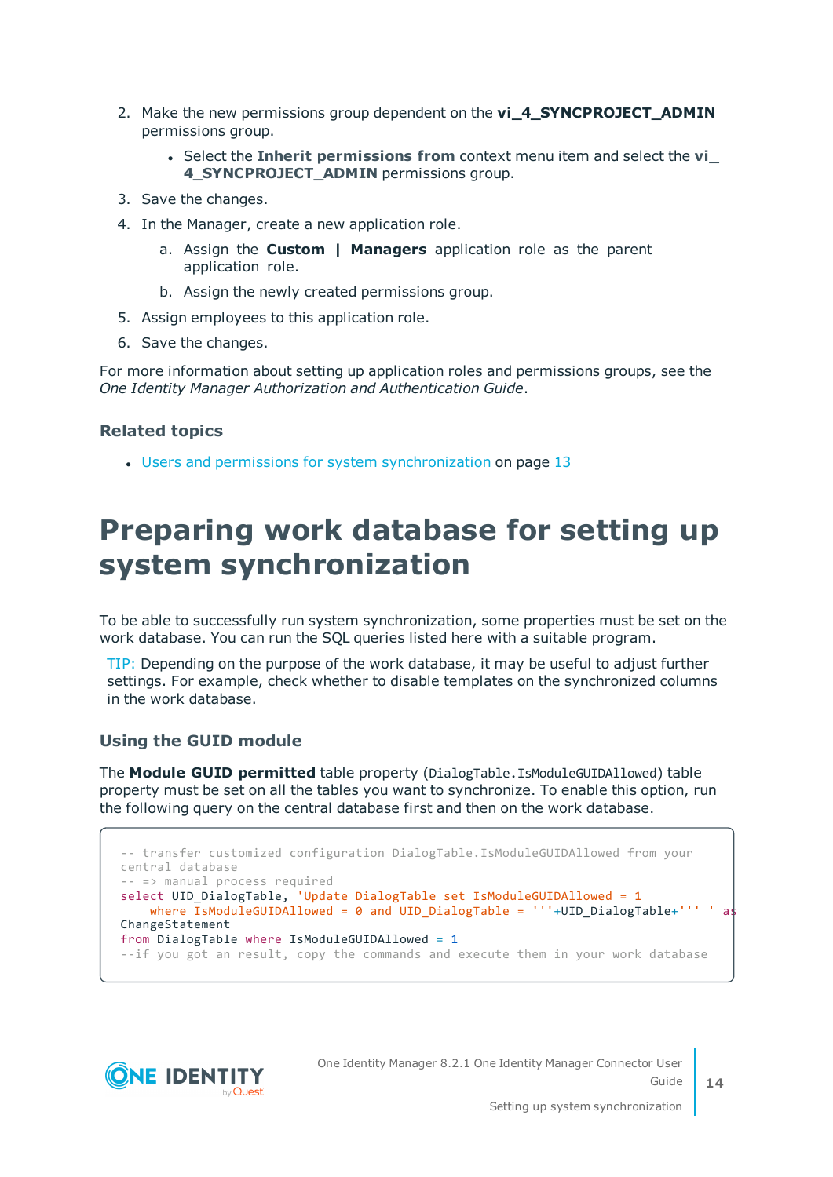2. Make the new permissions group dependent on the **vi_4_SYNCPROJECT_ADMIN** permissions group.

   - Select the **Inherit permissions from** context menu item and select the **vi_4_SYNCPROJECT_ADMIN** permissions group.

3. Save the changes.
4. In the Manager, create a new application role.

   a. Assign the **Custom | Managers** application role as the parent application role.

   b. Assign the newly created permissions group.

5. Assign employees to this application role.
6. Save the changes.

For more information about setting up application roles and permissions groups, see the *One Identity Manager Authorization and Authentication Guide*.

### Related topics

- Users and permissions for system synchronization on page 13

# Preparing work database for setting up system synchronization

To be able to successfully run system synchronization, some properties must be set on the work database. You can run the SQL queries listed here with a suitable program.

TIP: Depending on the purpose of the work database, it may be useful to adjust further settings. For example, check whether to disable templates on the synchronized columns in the work database.

### Using the GUID module

The **Module GUID permitted** table property (`DialogTable.IsModuleGUIDAllowed`) table property must be set on all the tables you want to synchronize. To enable this option, run the following query on the central database first and then on the work database.

```
-- transfer customized configuration DialogTable.IsModuleGUIDAllowed from your
central database
-- => manual process required
select UID_DialogTable, 'Update DialogTable set IsModuleGUIDAllowed = 1
    where IsModuleGUIDAllowed = 0 and UID_DialogTable = '''+UID_DialogTable+''' ' as
ChangeStatement
from DialogTable where IsModuleGUIDAllowed = 1
--if you got an result, copy the commands and execute them in your work database
```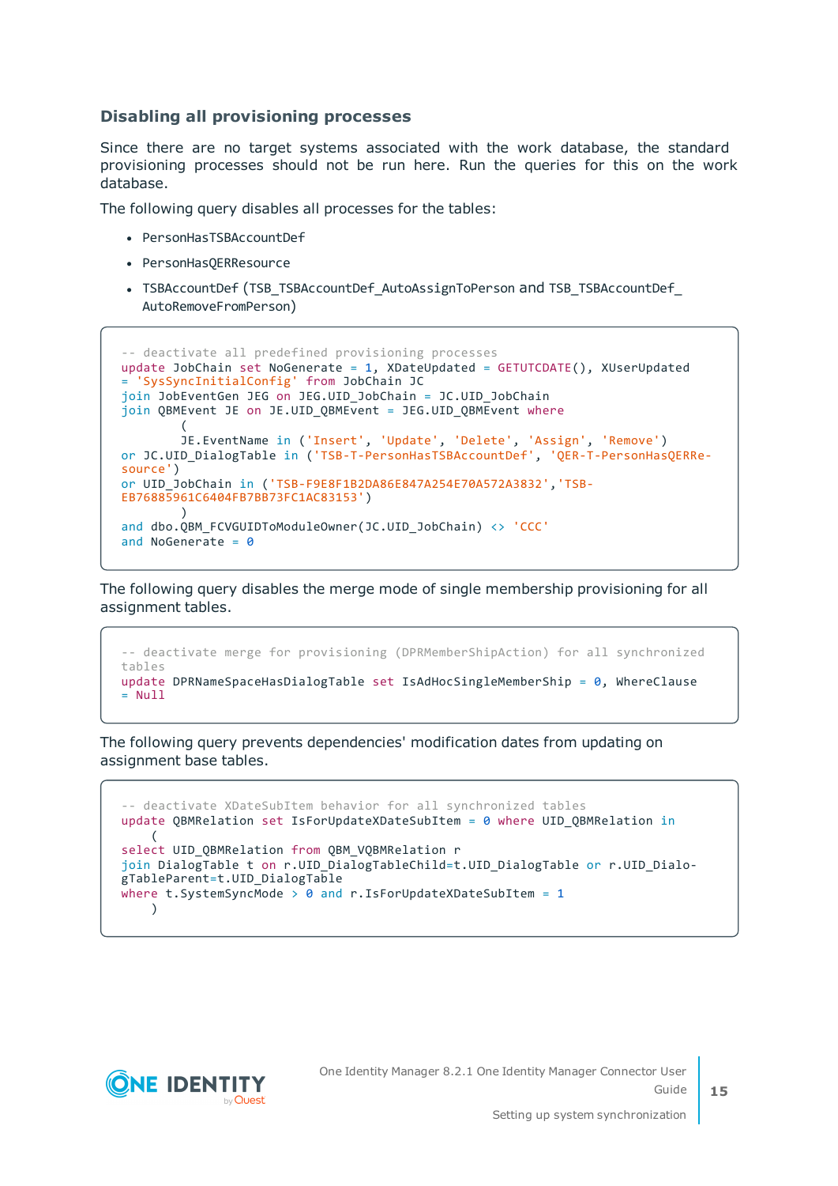### Disabling all provisioning processes

Since there are no target systems associated with the work database, the standard provisioning processes should not be run here. Run the queries for this on the work database.

The following query disables all processes for the tables:

- PersonHasTSBAccountDef
- PersonHasQERResource
- TSBAccountDef (TSB_TSBAccountDef_AutoAssignToPerson and TSB_TSBAccountDef_AutoRemoveFromPerson)

```
-- deactivate all predefined provisioning processes
update JobChain set NoGenerate = 1, XDateUpdated = GETUTCDATE(), XUserUpdated
= 'SysSyncInitialConfig' from JobChain JC
join JobEventGen JEG on JEG.UID_JobChain = JC.UID_JobChain
join QBMEvent JE on JE.UID_QBMEvent = JEG.UID_QBMEvent where
        (
        JE.EventName in ('Insert', 'Update', 'Delete', 'Assign', 'Remove')
or JC.UID_DialogTable in ('TSB-T-PersonHasTSBAccountDef', 'QER-T-PersonHasQERRe-
source')
or UID_JobChain in ('TSB-F9E8F1B2DA86E847A254E70A572A3832','TSB-
EB76885961C6404FB7BB73FC1AC83153')
        )
and dbo.QBM_FCVGUIDToModuleOwner(JC.UID_JobChain) <> 'CCC'
and NoGenerate = 0
```

The following query disables the merge mode of single membership provisioning for all assignment tables.

```
-- deactivate merge for provisioning (DPRMemberShipAction) for all synchronized
tables
update DPRNameSpaceHasDialogTable set IsAdHocSingleMemberShip = 0, WhereClause
= Null
```

The following query prevents dependencies' modification dates from updating on assignment base tables.

```
-- deactivate XDateSubItem behavior for all synchronized tables
update QBMRelation set IsForUpdateXDateSubItem = 0 where UID_QBMRelation in
    (
select UID_QBMRelation from QBM_VQBMRelation r
join DialogTable t on r.UID_DialogTableChild=t.UID_DialogTable or r.UID_Dialo-
gTableParent=t.UID_DialogTable
where t.SystemSyncMode > 0 and r.IsForUpdateXDateSubItem = 1
    )
```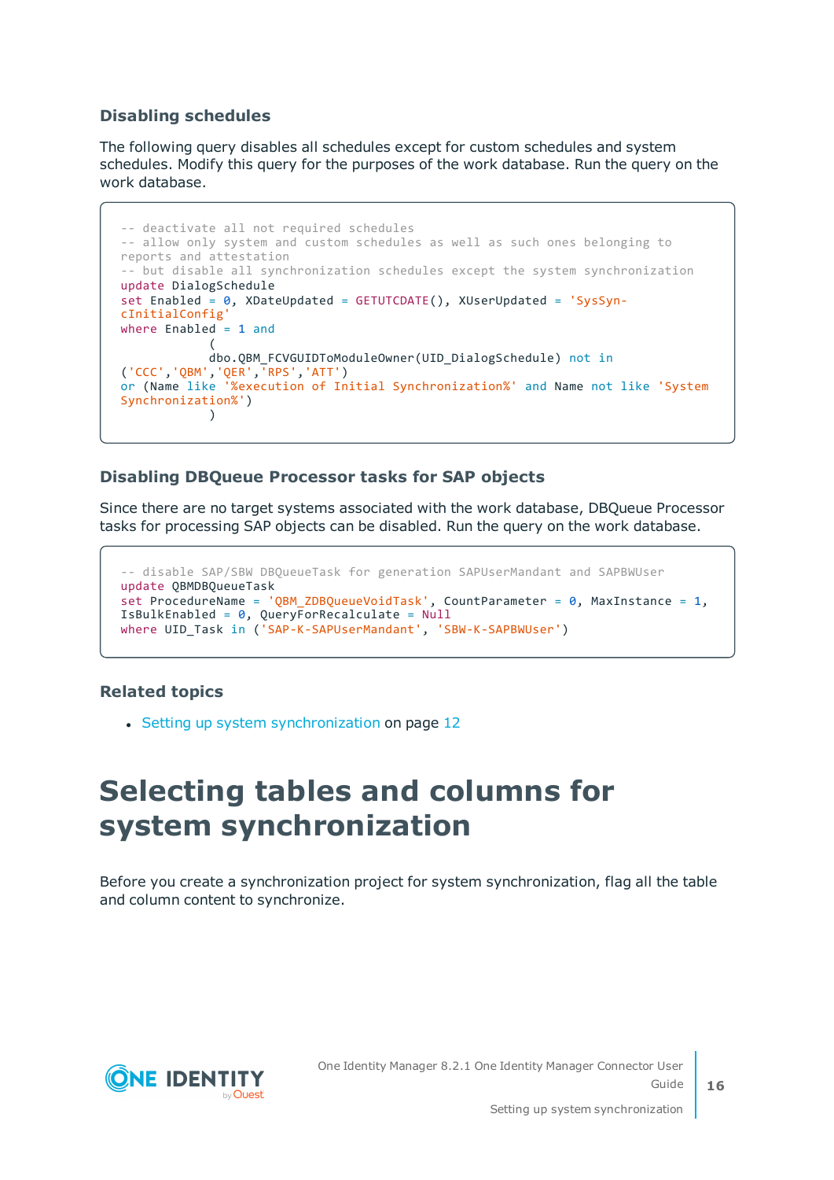### Disabling schedules

The following query disables all schedules except for custom schedules and system schedules. Modify this query for the purposes of the work database. Run the query on the work database.

```
-- deactivate all not required schedules
-- allow only system and custom schedules as well as such ones belonging to
reports and attestation
-- but disable all synchronization schedules except the system synchronization
update DialogSchedule
set Enabled = 0, XDateUpdated = GETUTCDATE(), XUserUpdated = 'SysSyn-
cInitialConfig'
where Enabled = 1 and
            (
            dbo.QBM_FCVGUIDToModuleOwner(UID_DialogSchedule) not in
('CCC','QBM','QER','RPS','ATT')
or (Name like '%execution of Initial Synchronization%' and Name not like 'System
Synchronization%')
            )
```

### Disabling DBQueue Processor tasks for SAP objects

Since there are no target systems associated with the work database, DBQueue Processor tasks for processing SAP objects can be disabled. Run the query on the work database.

```
-- disable SAP/SBW DBQueueTask for generation SAPUserMandant and SAPBWUser
update QBMDBQueueTask
set ProcedureName = 'QBM_ZDBQueueVoidTask', CountParameter = 0, MaxInstance = 1,
IsBulkEnabled = 0, QueryForRecalculate = Null
where UID_Task in ('SAP-K-SAPUserMandant', 'SBW-K-SAPBWUser')
```

### Related topics

- Setting up system synchronization on page 12

# Selecting tables and columns for system synchronization

Before you create a synchronization project for system synchronization, flag all the table and column content to synchronize.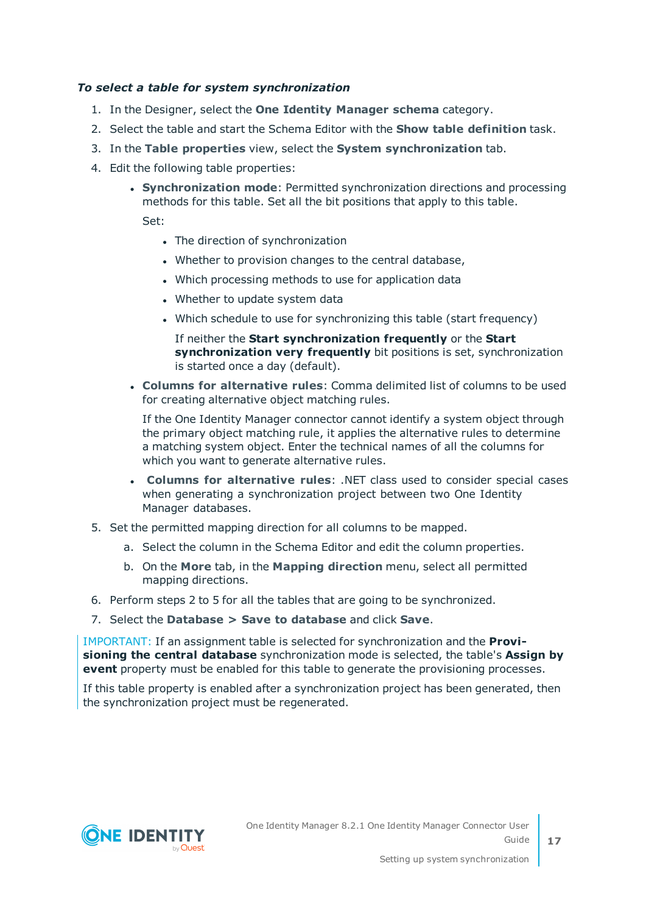*To select a table for system synchronization*

1. In the Designer, select the **One Identity Manager schema** category.
2. Select the table and start the Schema Editor with the **Show table definition** task.
3. In the **Table properties** view, select the **System synchronization** tab.
4. Edit the following table properties:
   - **Synchronization mode**: Permitted synchronization directions and processing methods for this table. Set all the bit positions that apply to this table.

     Set:

     - The direction of synchronization
     - Whether to provision changes to the central database,
     - Which processing methods to use for application data
     - Whether to update system data
     - Which schedule to use for synchronizing this table (start frequency)

       If neither the **Start synchronization frequently** or the **Start synchronization very frequently** bit positions is set, synchronization is started once a day (default).
   - **Columns for alternative rules**: Comma delimited list of columns to be used for creating alternative object matching rules.

     If the One Identity Manager connector cannot identify a system object through the primary object matching rule, it applies the alternative rules to determine a matching system object. Enter the technical names of all the columns for which you want to generate alternative rules.
   - **Columns for alternative rules**: .NET class used to consider special cases when generating a synchronization project between two One Identity Manager databases.
5. Set the permitted mapping direction for all columns to be mapped.
   1. Select the column in the Schema Editor and edit the column properties.
   2. On the **More** tab, in the **Mapping direction** menu, select all permitted mapping directions.
6. Perform steps 2 to 5 for all the tables that are going to be synchronized.
7. Select the **Database > Save to database** and click **Save**.

IMPORTANT: If an assignment table is selected for synchronization and the **Provisioning the central database** synchronization mode is selected, the table's **Assign by event** property must be enabled for this table to generate the provisioning processes.

If this table property is enabled after a synchronization project has been generated, then the synchronization project must be regenerated.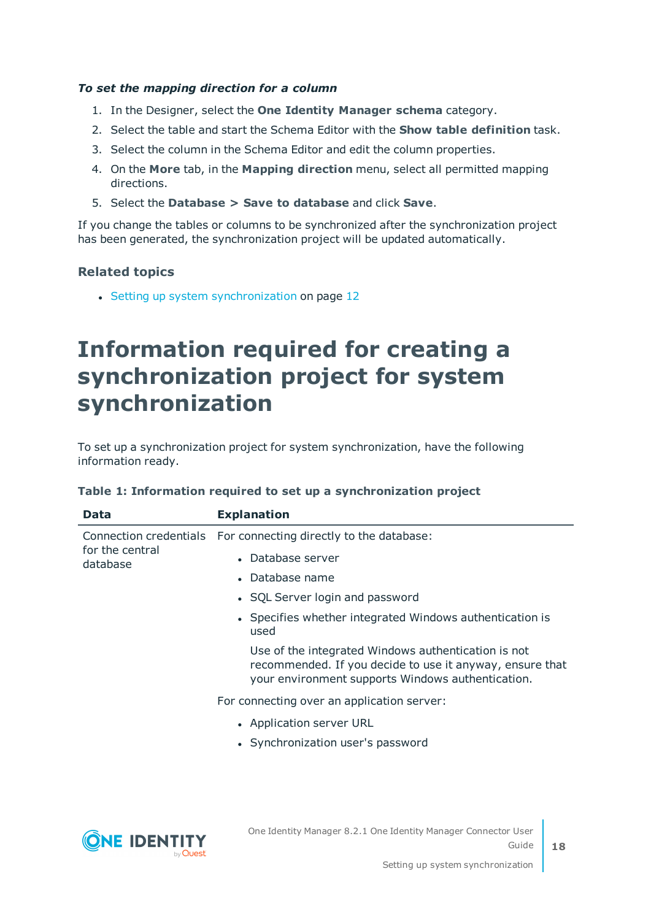***To set the mapping direction for a column***

1. In the Designer, select the **One Identity Manager schema** category.
2. Select the table and start the Schema Editor with the **Show table definition** task.
3. Select the column in the Schema Editor and edit the column properties.
4. On the **More** tab, in the **Mapping direction** menu, select all permitted mapping directions.
5. Select the **Database > Save to database** and click **Save**.

If you change the tables or columns to be synchronized after the synchronization project has been generated, the synchronization project will be updated automatically.

### Related topics

- Setting up system synchronization on page 12

# Information required for creating a synchronization project for system synchronization

To set up a synchronization project for system synchronization, have the following information ready.

**Table 1: Information required to set up a synchronization project**

| Data | Explanation |
|---|---|
| Connection credentials for the central database | For connecting directly to the database:<br>• Database server<br>• Database name<br>• SQL Server login and password<br>• Specifies whether integrated Windows authentication is used<br>Use of the integrated Windows authentication is not recommended. If you decide to use it anyway, ensure that your environment supports Windows authentication.<br>For connecting over an application server:<br>• Application server URL<br>• Synchronization user's password |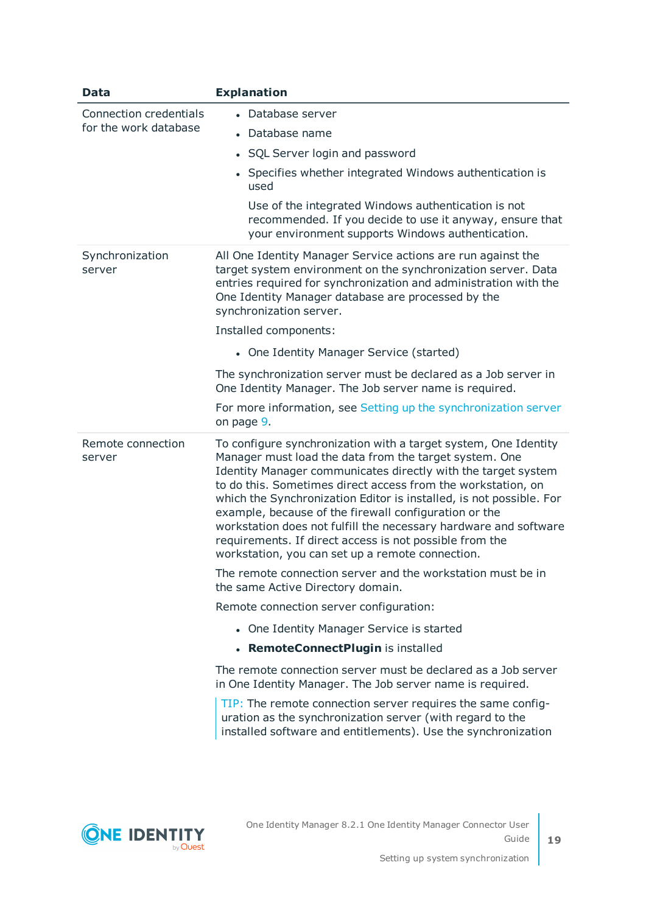| Data | Explanation |
|---|---|
| Connection credentials for the work database | • Database server<br>• Database name<br>• SQL Server login and password<br>• Specifies whether integrated Windows authentication is used<br>Use of the integrated Windows authentication is not recommended. If you decide to use it anyway, ensure that your environment supports Windows authentication. |
| Synchronization server | All One Identity Manager Service actions are run against the target system environment on the synchronization server. Data entries required for synchronization and administration with the One Identity Manager database are processed by the synchronization server.<br>Installed components:<br>• One Identity Manager Service (started)<br>The synchronization server must be declared as a Job server in One Identity Manager. The Job server name is required.<br>For more information, see Setting up the synchronization server on page 9. |
| Remote connection server | To configure synchronization with a target system, One Identity Manager must load the data from the target system. One Identity Manager communicates directly with the target system to do this. Sometimes direct access from the workstation, on which the Synchronization Editor is installed, is not possible. For example, because of the firewall configuration or the workstation does not fulfill the necessary hardware and software requirements. If direct access is not possible from the workstation, you can set up a remote connection.<br>The remote connection server and the workstation must be in the same Active Directory domain.<br>Remote connection server configuration:<br>• One Identity Manager Service is started<br>• **RemoteConnectPlugin** is installed<br>The remote connection server must be declared as a Job server in One Identity Manager. The Job server name is required.<br>TIP: The remote connection server requires the same configuration as the synchronization server (with regard to the installed software and entitlements). Use the synchronization |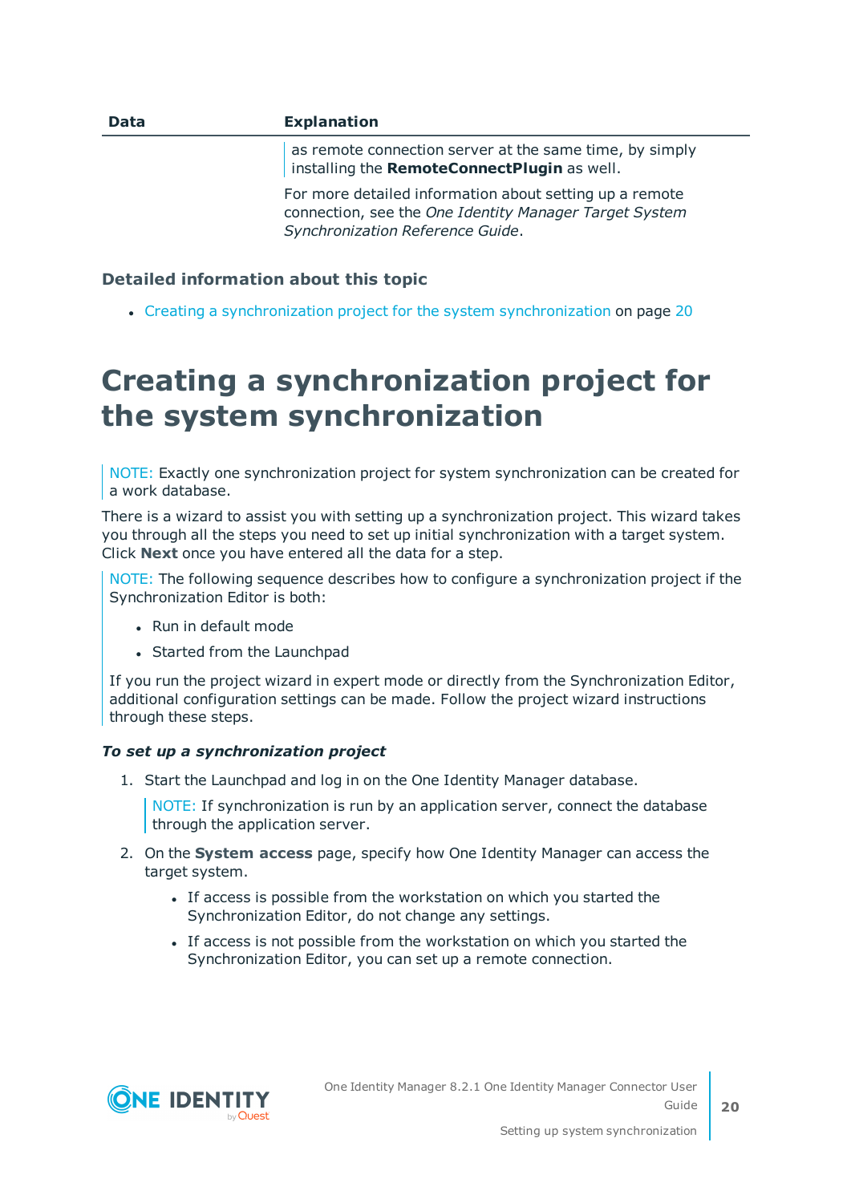| Data | Explanation |
| --- | --- |
| | as remote connection server at the same time, by simply installing the **RemoteConnectPlugin** as well.<br><br>For more detailed information about setting up a remote connection, see the *One Identity Manager Target System Synchronization Reference Guide*. |

### Detailed information about this topic

- Creating a synchronization project for the system synchronization on page 20

# Creating a synchronization project for the system synchronization

NOTE: Exactly one synchronization project for system synchronization can be created for a work database.

There is a wizard to assist you with setting up a synchronization project. This wizard takes you through all the steps you need to set up initial synchronization with a target system. Click **Next** once you have entered all the data for a step.

NOTE: The following sequence describes how to configure a synchronization project if the Synchronization Editor is both:

- Run in default mode
- Started from the Launchpad

If you run the project wizard in expert mode or directly from the Synchronization Editor, additional configuration settings can be made. Follow the project wizard instructions through these steps.

***To set up a synchronization project***

1. Start the Launchpad and log in on the One Identity Manager database.

   NOTE: If synchronization is run by an application server, connect the database through the application server.

2. On the **System access** page, specify how One Identity Manager can access the target system.

   - If access is possible from the workstation on which you started the Synchronization Editor, do not change any settings.
   - If access is not possible from the workstation on which you started the Synchronization Editor, you can set up a remote connection.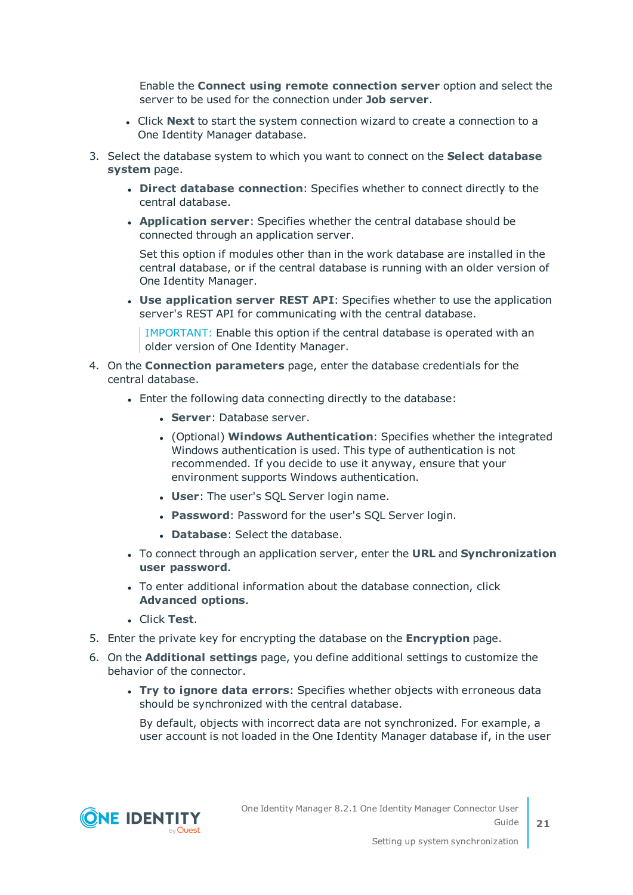Enable the **Connect using remote connection server** option and select the server to be used for the connection under **Job server**.

- Click **Next** to start the system connection wizard to create a connection to a One Identity Manager database.

3. Select the database system to which you want to connect on the **Select database system** page.

    - **Direct database connection**: Specifies whether to connect directly to the central database.
    - **Application server**: Specifies whether the central database should be connected through an application server.

      Set this option if modules other than in the work database are installed in the central database, or if the central database is running with an older version of One Identity Manager.

    - **Use application server REST API**: Specifies whether to use the application server's REST API for communicating with the central database.

      IMPORTANT: Enable this option if the central database is operated with an older version of One Identity Manager.

4. On the **Connection parameters** page, enter the database credentials for the central database.

    - Enter the following data connecting directly to the database:
        - **Server**: Database server.
        - (Optional) **Windows Authentication**: Specifies whether the integrated Windows authentication is used. This type of authentication is not recommended. If you decide to use it anyway, ensure that your environment supports Windows authentication.
        - **User**: The user's SQL Server login name.
        - **Password**: Password for the user's SQL Server login.
        - **Database**: Select the database.
    - To connect through an application server, enter the **URL** and **Synchronization user password**.
    - To enter additional information about the database connection, click **Advanced options**.
    - Click **Test**.

5. Enter the private key for encrypting the database on the **Encryption** page.
6. On the **Additional settings** page, you define additional settings to customize the behavior of the connector.

    - **Try to ignore data errors**: Specifies whether objects with erroneous data should be synchronized with the central database.

      By default, objects with incorrect data are not synchronized. For example, a user account is not loaded in the One Identity Manager database if, in the user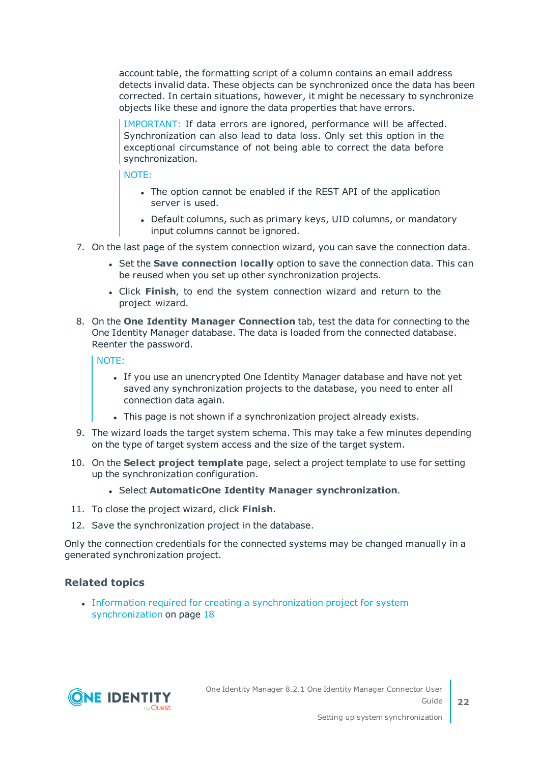account table, the formatting script of a column contains an email address detects invalid data. These objects can be synchronized once the data has been corrected. In certain situations, however, it might be necessary to synchronize objects like these and ignore the data properties that have errors.

> IMPORTANT: If data errors are ignored, performance will be affected. Synchronization can also lead to data loss. Only set this option in the exceptional circumstance of not being able to correct the data before synchronization.

> NOTE:
>
> - The option cannot be enabled if the REST API of the application server is used.
> - Default columns, such as primary keys, UID columns, or mandatory input columns cannot be ignored.

7. On the last page of the system connection wizard, you can save the connection data.
   - Set the **Save connection locally** option to save the connection data. This can be reused when you set up other synchronization projects.
   - Click **Finish**, to end the system connection wizard and return to the project wizard.
8. On the **One Identity Manager Connection** tab, test the data for connecting to the One Identity Manager database. The data is loaded from the connected database. Reenter the password.

   > NOTE:
   >
   > - If you use an unencrypted One Identity Manager database and have not yet saved any synchronization projects to the database, you need to enter all connection data again.
   > - This page is not shown if a synchronization project already exists.

9. The wizard loads the target system schema. This may take a few minutes depending on the type of target system access and the size of the target system.
10. On the **Select project template** page, select a project template to use for setting up the synchronization configuration.
    - Select **AutomaticOne Identity Manager synchronization**.
11. To close the project wizard, click **Finish**.
12. Save the synchronization project in the database.

Only the connection credentials for the connected systems may be changed manually in a generated synchronization project.

### Related topics

- Information required for creating a synchronization project for system synchronization on page 18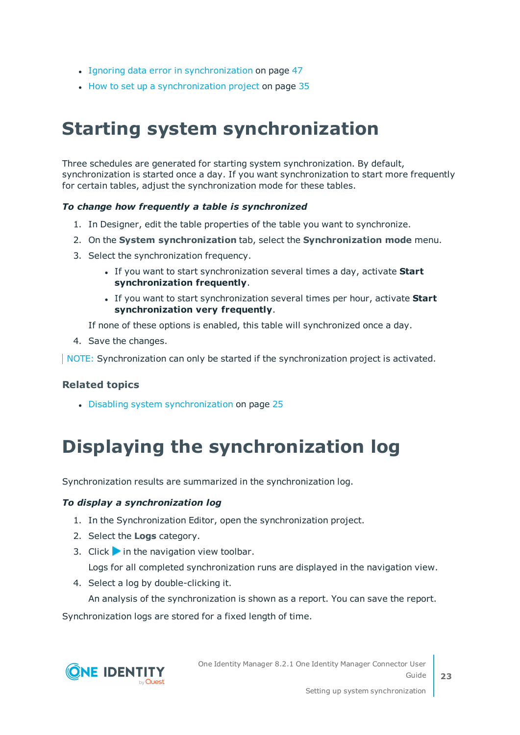- Ignoring data error in synchronization on page 47
- How to set up a synchronization project on page 35

# Starting system synchronization

Three schedules are generated for starting system synchronization. By default, synchronization is started once a day. If you want synchronization to start more frequently for certain tables, adjust the synchronization mode for these tables.

***To change how frequently a table is synchronized***

1. In Designer, edit the table properties of the table you want to synchronize.
2. On the **System synchronization** tab, select the **Synchronization mode** menu.
3. Select the synchronization frequency.
    - If you want to start synchronization several times a day, activate **Start synchronization frequently**.
    - If you want to start synchronization several times per hour, activate **Start synchronization very frequently**.

   If none of these options is enabled, this table will synchronized once a day.
4. Save the changes.

NOTE: Synchronization can only be started if the synchronization project is activated.

### Related topics

- Disabling system synchronization on page 25

# Displaying the synchronization log

Synchronization results are summarized in the synchronization log.

***To display a synchronization log***

1. In the Synchronization Editor, open the synchronization project.
2. Select the **Logs** category.
3. Click ▶ in the navigation view toolbar.

   Logs for all completed synchronization runs are displayed in the navigation view.
4. Select a log by double-clicking it.

   An analysis of the synchronization is shown as a report. You can save the report.

Synchronization logs are stored for a fixed length of time.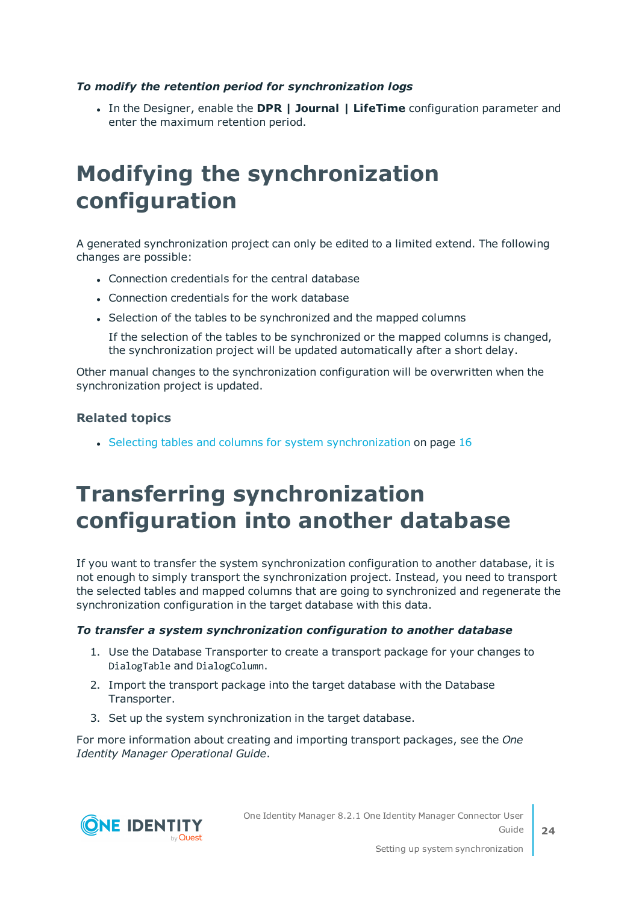*To modify the retention period for synchronization logs*

- In the Designer, enable the **DPR | Journal | LifeTime** configuration parameter and enter the maximum retention period.

# Modifying the synchronization configuration

A generated synchronization project can only be edited to a limited extend. The following changes are possible:

- Connection credentials for the central database
- Connection credentials for the work database
- Selection of the tables to be synchronized and the mapped columns

  If the selection of the tables to be synchronized or the mapped columns is changed, the synchronization project will be updated automatically after a short delay.

Other manual changes to the synchronization configuration will be overwritten when the synchronization project is updated.

### Related topics

- Selecting tables and columns for system synchronization on page 16

# Transferring synchronization configuration into another database

If you want to transfer the system synchronization configuration to another database, it is not enough to simply transport the synchronization project. Instead, you need to transport the selected tables and mapped columns that are going to synchronized and regenerate the synchronization configuration in the target database with this data.

*To transfer a system synchronization configuration to another database*

1. Use the Database Transporter to create a transport package for your changes to `DialogTable` and `DialogColumn`.
2. Import the transport package into the target database with the Database Transporter.
3. Set up the system synchronization in the target database.

For more information about creating and importing transport packages, see the *One Identity Manager Operational Guide*.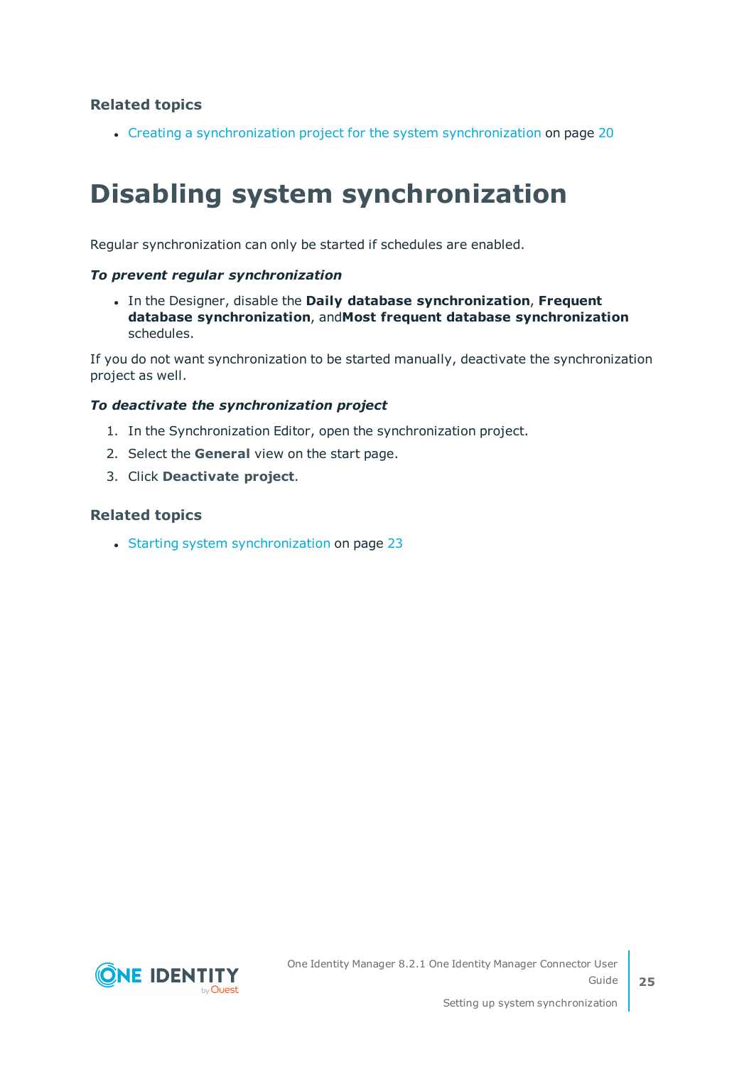### Related topics

- Creating a synchronization project for the system synchronization on page 20

# Disabling system synchronization

Regular synchronization can only be started if schedules are enabled.

***To prevent regular synchronization***

- In the Designer, disable the **Daily database synchronization**, **Frequent database synchronization**, and**Most frequent database synchronization** schedules.

If you do not want synchronization to be started manually, deactivate the synchronization project as well.

***To deactivate the synchronization project***

1. In the Synchronization Editor, open the synchronization project.
2. Select the **General** view on the start page.
3. Click **Deactivate project**.

### Related topics

- Starting system synchronization on page 23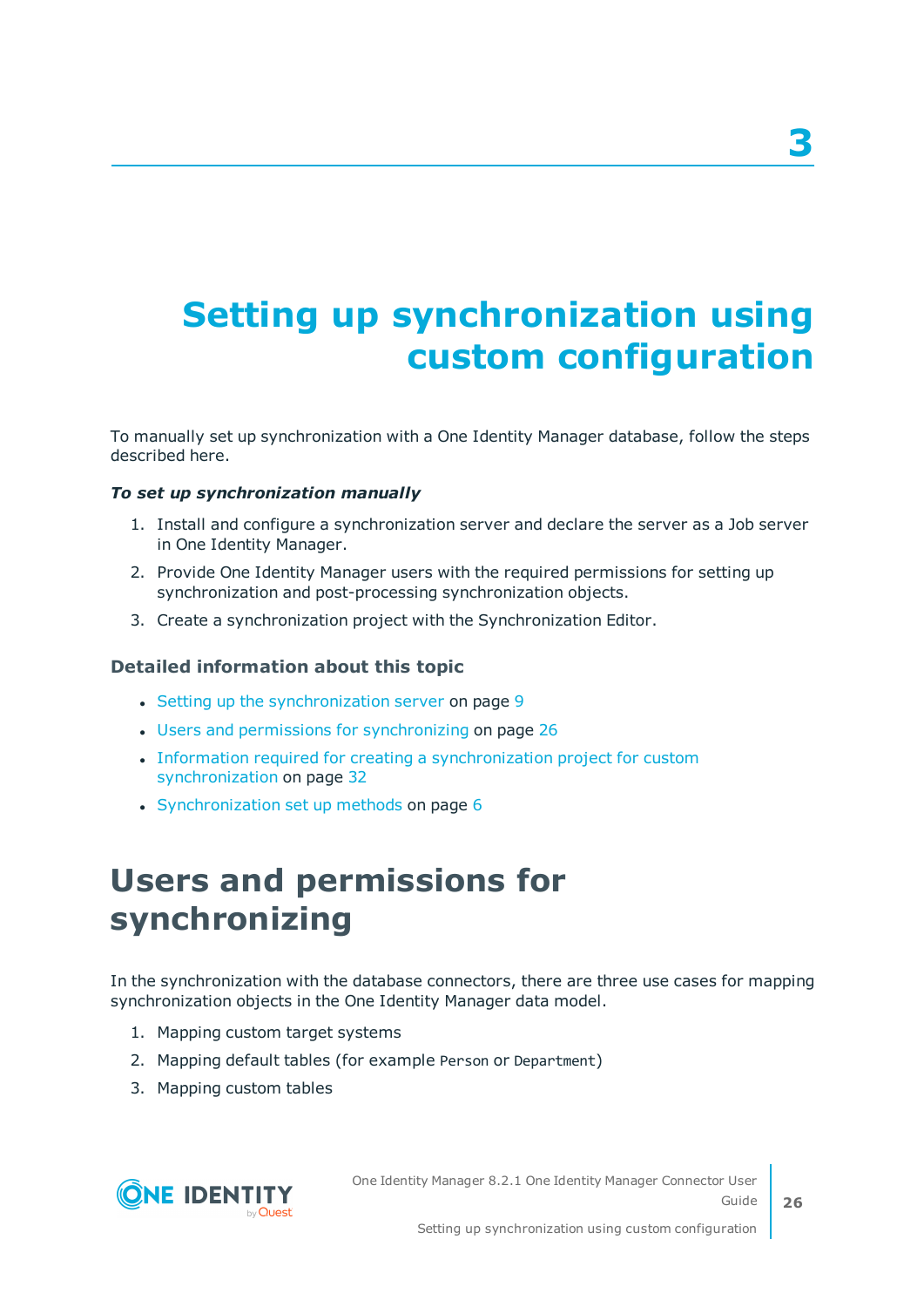# 3

# Setting up synchronization using custom configuration

To manually set up synchronization with a One Identity Manager database, follow the steps described here.

***To set up synchronization manually***

1. Install and configure a synchronization server and declare the server as a Job server in One Identity Manager.
2. Provide One Identity Manager users with the required permissions for setting up synchronization and post-processing synchronization objects.
3. Create a synchronization project with the Synchronization Editor.

### Detailed information about this topic

- Setting up the synchronization server on page 9
- Users and permissions for synchronizing on page 26
- Information required for creating a synchronization project for custom synchronization on page 32
- Synchronization set up methods on page 6

## Users and permissions for synchronizing

In the synchronization with the database connectors, there are three use cases for mapping synchronization objects in the One Identity Manager data model.

1. Mapping custom target systems
2. Mapping default tables (for example `Person` or `Department`)
3. Mapping custom tables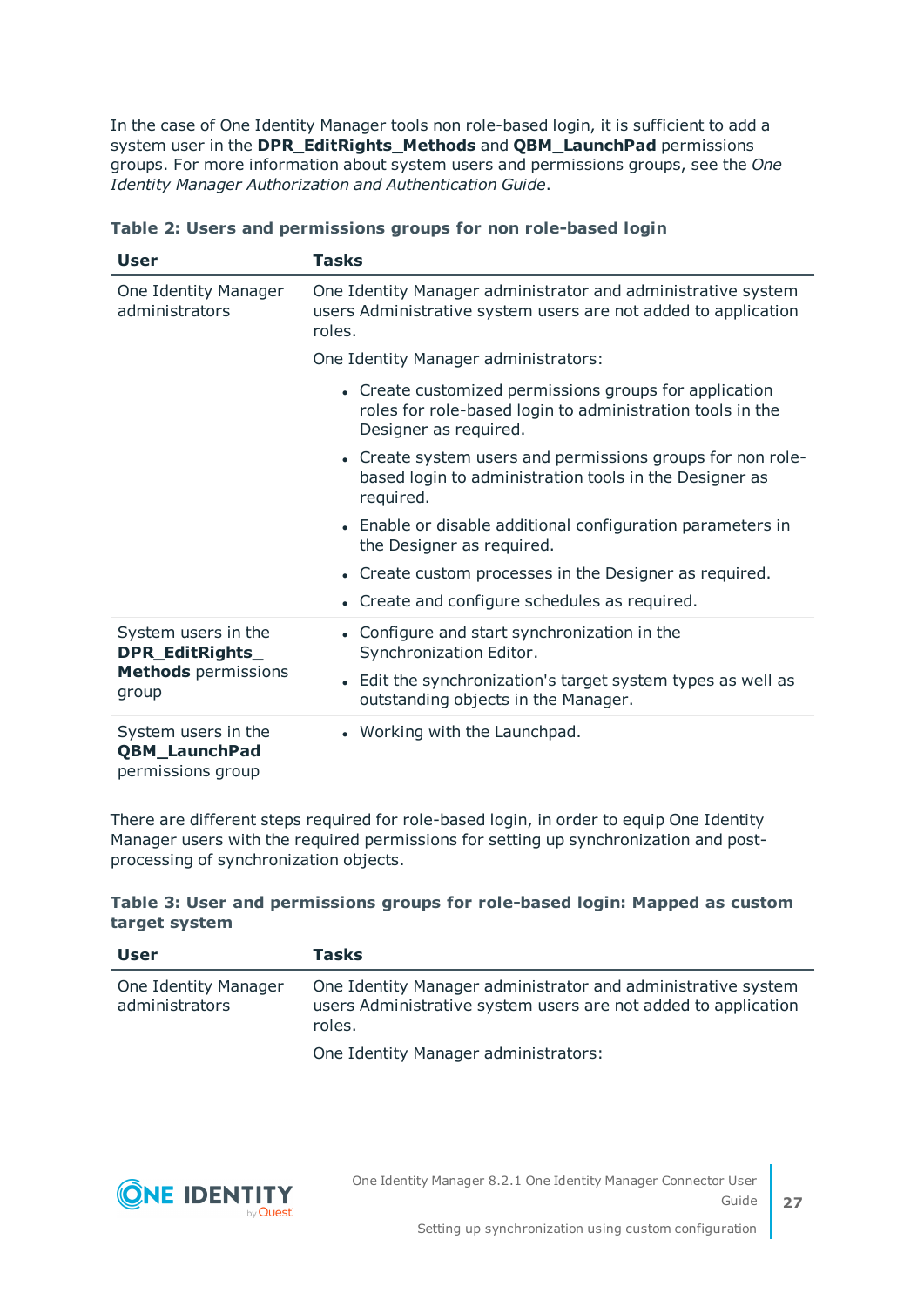In the case of One Identity Manager tools non role-based login, it is sufficient to add a system user in the **DPR_EditRights_Methods** and **QBM_LaunchPad** permissions groups. For more information about system users and permissions groups, see the *One Identity Manager Authorization and Authentication Guide*.

**Table 2: Users and permissions groups for non role-based login**

| User | Tasks |
|---|---|
| One Identity Manager administrators | One Identity Manager administrator and administrative system users Administrative system users are not added to application roles.<br><br>One Identity Manager administrators:<br><br>• Create customized permissions groups for application roles for role-based login to administration tools in the Designer as required.<br>• Create system users and permissions groups for non role-based login to administration tools in the Designer as required.<br>• Enable or disable additional configuration parameters in the Designer as required.<br>• Create custom processes in the Designer as required.<br>• Create and configure schedules as required. |
| System users in the **DPR_EditRights_Methods** permissions group | • Configure and start synchronization in the Synchronization Editor.<br>• Edit the synchronization's target system types as well as outstanding objects in the Manager. |
| System users in the **QBM_LaunchPad** permissions group | • Working with the Launchpad. |

There are different steps required for role-based login, in order to equip One Identity Manager users with the required permissions for setting up synchronization and post-processing of synchronization objects.

**Table 3: User and permissions groups for role-based login: Mapped as custom target system**

| User | Tasks |
|---|---|
| One Identity Manager administrators | One Identity Manager administrator and administrative system users Administrative system users are not added to application roles.<br><br>One Identity Manager administrators: |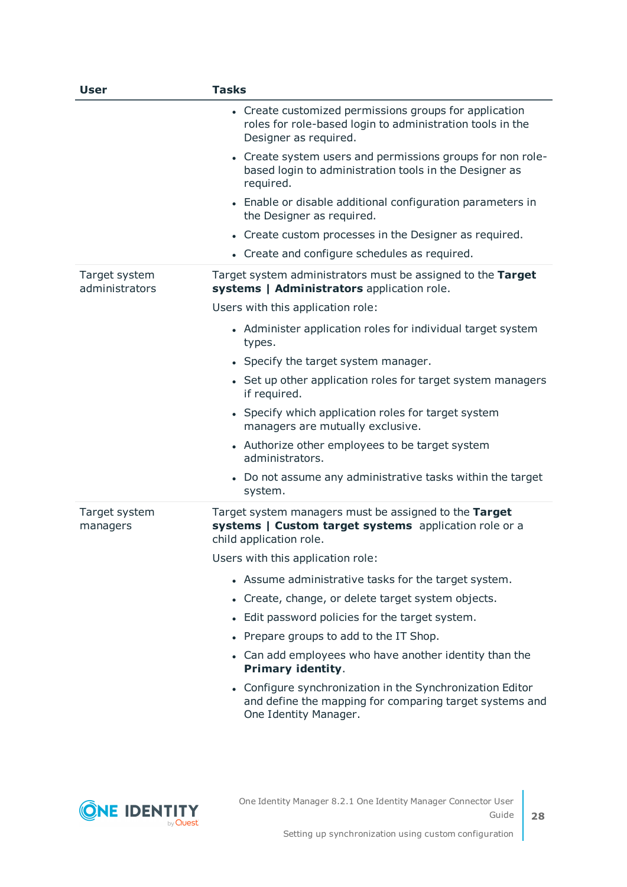| User | Tasks |
|---|---|
| | <ul><li>Create customized permissions groups for application roles for role-based login to administration tools in the Designer as required.</li><li>Create system users and permissions groups for non role-based login to administration tools in the Designer as required.</li><li>Enable or disable additional configuration parameters in the Designer as required.</li><li>Create custom processes in the Designer as required.</li><li>Create and configure schedules as required.</li></ul> |
| Target system administrators | Target system administrators must be assigned to the **Target systems \| Administrators** application role.<br><br>Users with this application role:<ul><li>Administer application roles for individual target system types.</li><li>Specify the target system manager.</li><li>Set up other application roles for target system managers if required.</li><li>Specify which application roles for target system managers are mutually exclusive.</li><li>Authorize other employees to be target system administrators.</li><li>Do not assume any administrative tasks within the target system.</li></ul> |
| Target system managers | Target system managers must be assigned to the **Target systems \| Custom target systems** application role or a child application role.<br><br>Users with this application role:<ul><li>Assume administrative tasks for the target system.</li><li>Create, change, or delete target system objects.</li><li>Edit password policies for the target system.</li><li>Prepare groups to add to the IT Shop.</li><li>Can add employees who have another identity than the **Primary identity**.</li><li>Configure synchronization in the Synchronization Editor and define the mapping for comparing target systems and One Identity Manager.</li></ul> |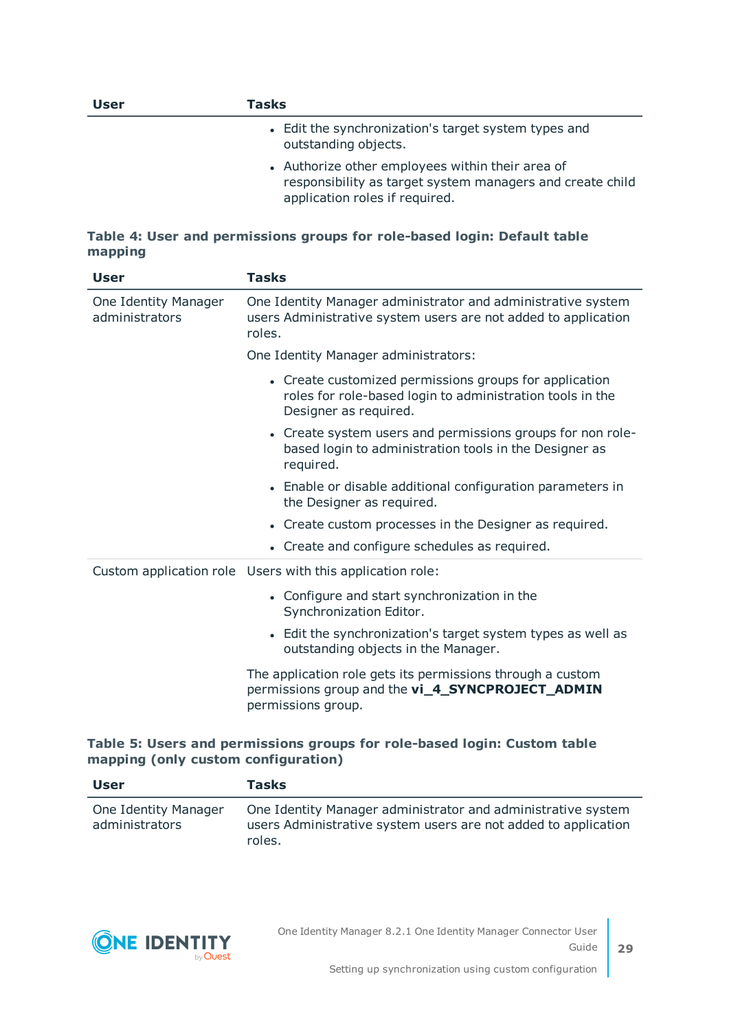| User | Tasks |
|---|---|
| | • Edit the synchronization's target system types and outstanding objects.<br>• Authorize other employees within their area of responsibility as target system managers and create child application roles if required. |

**Table 4: User and permissions groups for role-based login: Default table mapping**

| User | Tasks |
|---|---|
| One Identity Manager administrators | One Identity Manager administrator and administrative system users Administrative system users are not added to application roles.<br><br>One Identity Manager administrators:<br><br>• Create customized permissions groups for application roles for role-based login to administration tools in the Designer as required.<br>• Create system users and permissions groups for non role-based login to administration tools in the Designer as required.<br>• Enable or disable additional configuration parameters in the Designer as required.<br>• Create custom processes in the Designer as required.<br>• Create and configure schedules as required. |
| Custom application role | Users with this application role:<br><br>• Configure and start synchronization in the Synchronization Editor.<br>• Edit the synchronization's target system types as well as outstanding objects in the Manager.<br><br>The application role gets its permissions through a custom permissions group and the **vi_4_SYNCPROJECT_ADMIN** permissions group. |

**Table 5: Users and permissions groups for role-based login: Custom table mapping (only custom configuration)**

| User | Tasks |
|---|---|
| One Identity Manager administrators | One Identity Manager administrator and administrative system users Administrative system users are not added to application roles. |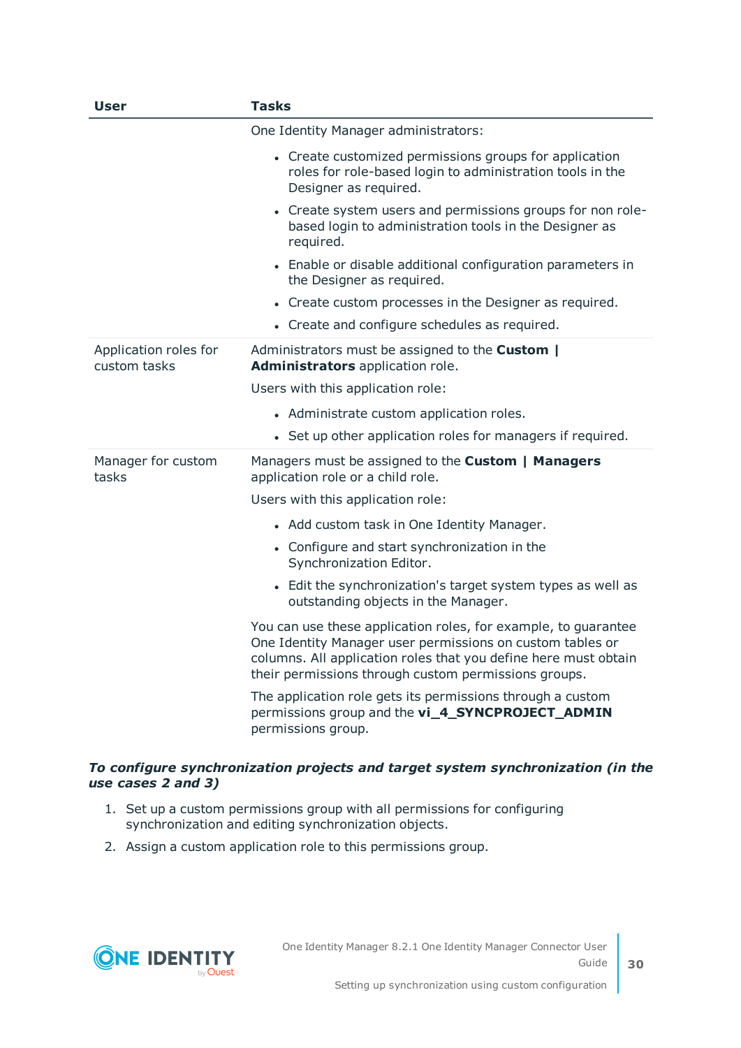| User | Tasks |
| --- | --- |
| | One Identity Manager administrators:<br><ul><li>Create customized permissions groups for application roles for role-based login to administration tools in the Designer as required.</li><li>Create system users and permissions groups for non role-based login to administration tools in the Designer as required.</li><li>Enable or disable additional configuration parameters in the Designer as required.</li><li>Create custom processes in the Designer as required.</li><li>Create and configure schedules as required.</li></ul> |
| Application roles for custom tasks | Administrators must be assigned to the **Custom \| Administrators** application role.<br>Users with this application role:<br><ul><li>Administrate custom application roles.</li><li>Set up other application roles for managers if required.</li></ul> |
| Manager for custom tasks | Managers must be assigned to the **Custom \| Managers** application role or a child role.<br>Users with this application role:<br><ul><li>Add custom task in One Identity Manager.</li><li>Configure and start synchronization in the Synchronization Editor.</li><li>Edit the synchronization's target system types as well as outstanding objects in the Manager.</li></ul>You can use these application roles, for example, to guarantee One Identity Manager user permissions on custom tables or columns. All application roles that you define here must obtain their permissions through custom permissions groups.<br>The application role gets its permissions through a custom permissions group and the **vi_4_SYNCPROJECT_ADMIN** permissions group. |

***To configure synchronization projects and target system synchronization (in the use cases 2 and 3)***

1. Set up a custom permissions group with all permissions for configuring synchronization and editing synchronization objects.
2. Assign a custom application role to this permissions group.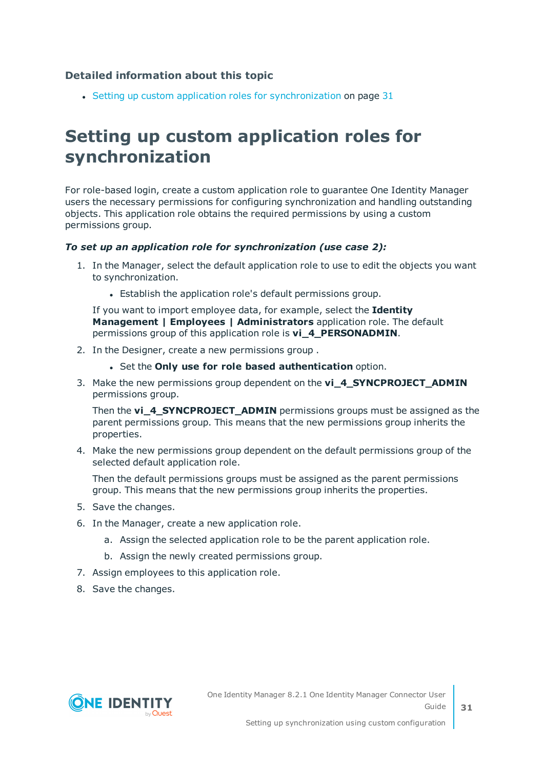### Detailed information about this topic

- Setting up custom application roles for synchronization on page 31

# Setting up custom application roles for synchronization

For role-based login, create a custom application role to guarantee One Identity Manager users the necessary permissions for configuring synchronization and handling outstanding objects. This application role obtains the required permissions by using a custom permissions group.

***To set up an application role for synchronization (use case 2):***

1. In the Manager, select the default application role to use to edit the objects you want to synchronization.
   - Establish the application role's default permissions group.

   If you want to import employee data, for example, select the **Identity Management | Employees | Administrators** application role. The default permissions group of this application role is **vi_4_PERSONADMIN**.
2. In the Designer, create a new permissions group .
   - Set the **Only use for role based authentication** option.
3. Make the new permissions group dependent on the **vi_4_SYNCPROJECT_ADMIN** permissions group.

   Then the **vi_4_SYNCPROJECT_ADMIN** permissions groups must be assigned as the parent permissions group. This means that the new permissions group inherits the properties.
4. Make the new permissions group dependent on the default permissions group of the selected default application role.

   Then the default permissions groups must be assigned as the parent permissions group. This means that the new permissions group inherits the properties.
5. Save the changes.
6. In the Manager, create a new application role.
   a. Assign the selected application role to be the parent application role.
   b. Assign the newly created permissions group.
7. Assign employees to this application role.
8. Save the changes.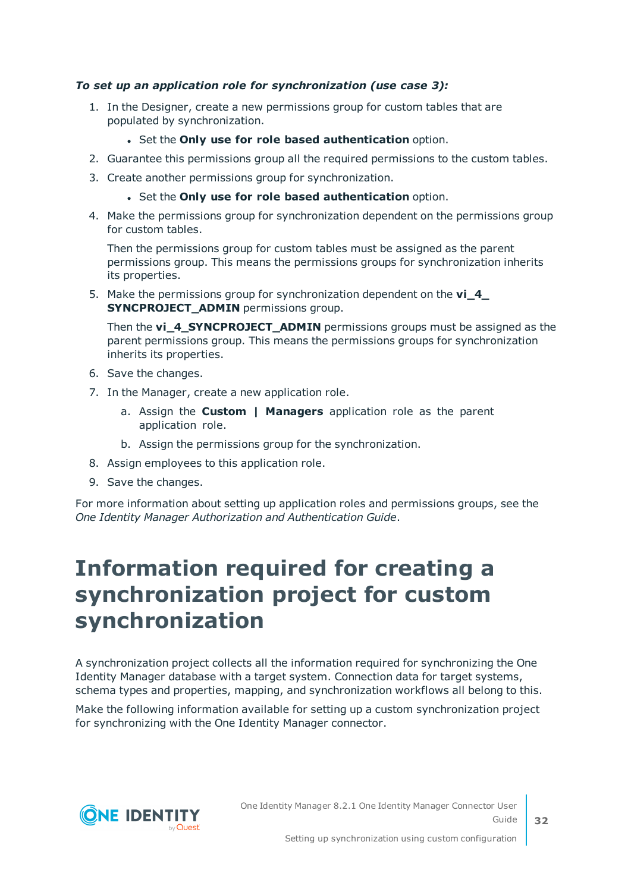***To set up an application role for synchronization (use case 3):***

1. In the Designer, create a new permissions group for custom tables that are populated by synchronization.
   - Set the **Only use for role based authentication** option.
2. Guarantee this permissions group all the required permissions to the custom tables.
3. Create another permissions group for synchronization.
   - Set the **Only use for role based authentication** option.
4. Make the permissions group for synchronization dependent on the permissions group for custom tables.

   Then the permissions group for custom tables must be assigned as the parent permissions group. This means the permissions groups for synchronization inherits its properties.
5. Make the permissions group for synchronization dependent on the **vi_4_SYNCPROJECT_ADMIN** permissions group.

   Then the **vi_4_SYNCPROJECT_ADMIN** permissions groups must be assigned as the parent permissions group. This means the permissions groups for synchronization inherits its properties.
6. Save the changes.
7. In the Manager, create a new application role.
   a. Assign the **Custom | Managers** application role as the parent application role.
   b. Assign the permissions group for the synchronization.
8. Assign employees to this application role.
9. Save the changes.

For more information about setting up application roles and permissions groups, see the *One Identity Manager Authorization and Authentication Guide*.

# Information required for creating a synchronization project for custom synchronization

A synchronization project collects all the information required for synchronizing the One Identity Manager database with a target system. Connection data for target systems, schema types and properties, mapping, and synchronization workflows all belong to this.

Make the following information available for setting up a custom synchronization project for synchronizing with the One Identity Manager connector.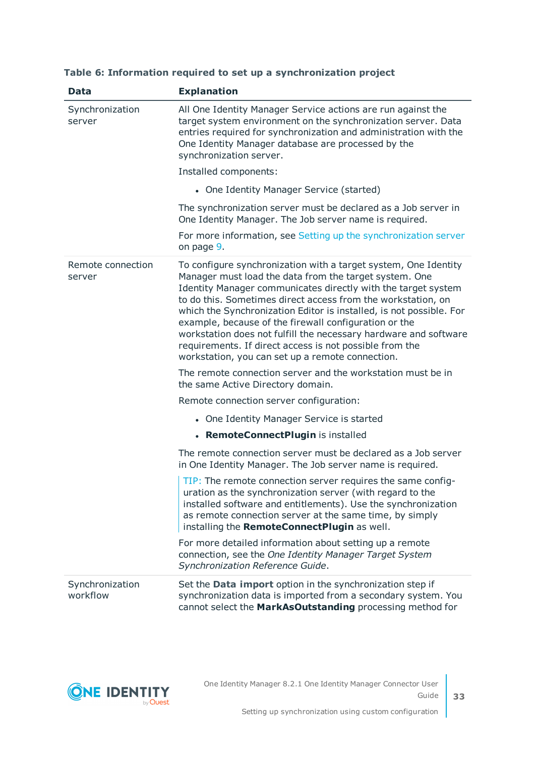**Table 6: Information required to set up a synchronization project**

| Data | Explanation |
|---|---|
| Synchronization server | All One Identity Manager Service actions are run against the target system environment on the synchronization server. Data entries required for synchronization and administration with the One Identity Manager database are processed by the synchronization server.<br><br>Installed components:<br><br>• One Identity Manager Service (started)<br><br>The synchronization server must be declared as a Job server in One Identity Manager. The Job server name is required.<br><br>For more information, see Setting up the synchronization server on page 9. |
| Remote connection server | To configure synchronization with a target system, One Identity Manager must load the data from the target system. One Identity Manager communicates directly with the target system to do this. Sometimes direct access from the workstation, on which the Synchronization Editor is installed, is not possible. For example, because of the firewall configuration or the workstation does not fulfill the necessary hardware and software requirements. If direct access is not possible from the workstation, you can set up a remote connection.<br><br>The remote connection server and the workstation must be in the same Active Directory domain.<br><br>Remote connection server configuration:<br><br>• One Identity Manager Service is started<br>• **RemoteConnectPlugin** is installed<br><br>The remote connection server must be declared as a Job server in One Identity Manager. The Job server name is required.<br><br>TIP: The remote connection server requires the same configuration as the synchronization server (with regard to the installed software and entitlements). Use the synchronization as remote connection server at the same time, by simply installing the **RemoteConnectPlugin** as well.<br><br>For more detailed information about setting up a remote connection, see the *One Identity Manager Target System Synchronization Reference Guide*. |
| Synchronization workflow | Set the **Data import** option in the synchronization step if synchronization data is imported from a secondary system. You cannot select the **MarkAsOutstanding** processing method for |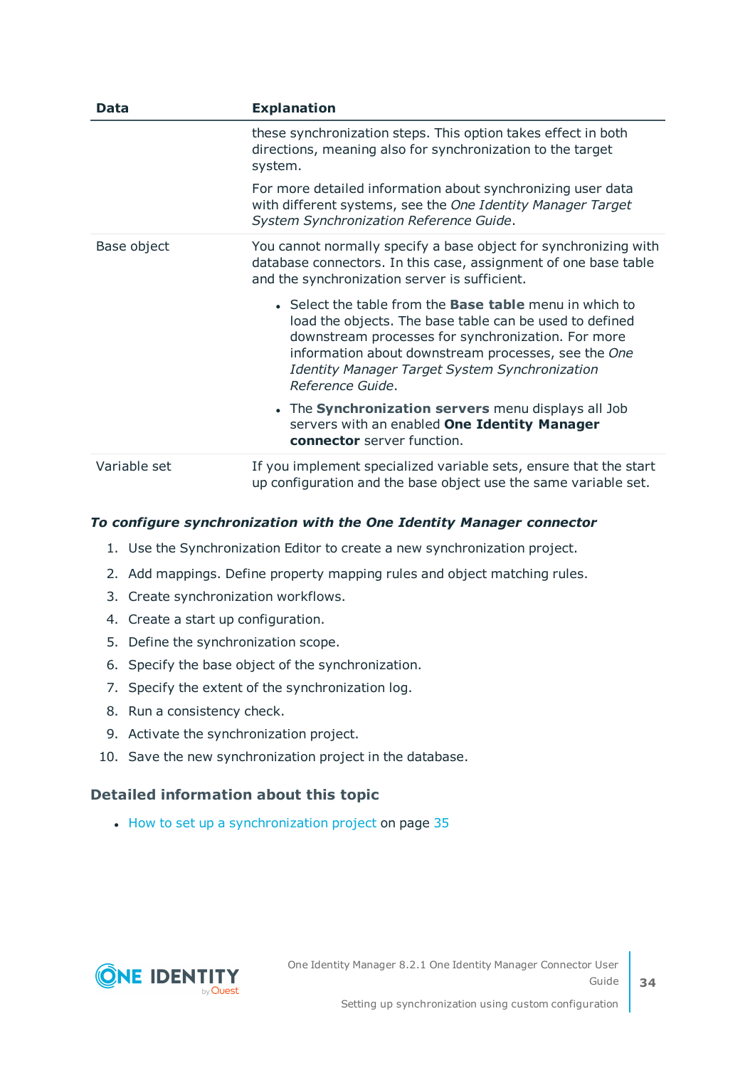| Data | Explanation |
|---|---|
| | these synchronization steps. This option takes effect in both directions, meaning also for synchronization to the target system.<br><br>For more detailed information about synchronizing user data with different systems, see the *One Identity Manager Target System Synchronization Reference Guide*. |
| Base object | You cannot normally specify a base object for synchronizing with database connectors. In this case, assignment of one base table and the synchronization server is sufficient.<br><br>• Select the table from the **Base table** menu in which to load the objects. The base table can be used to defined downstream processes for synchronization. For more information about downstream processes, see the *One Identity Manager Target System Synchronization Reference Guide*.<br><br>• The **Synchronization servers** menu displays all Job servers with an enabled **One Identity Manager connector** server function. |
| Variable set | If you implement specialized variable sets, ensure that the start up configuration and the base object use the same variable set. |

***To configure synchronization with the One Identity Manager connector***

1. Use the Synchronization Editor to create a new synchronization project.
2. Add mappings. Define property mapping rules and object matching rules.
3. Create synchronization workflows.
4. Create a start up configuration.
5. Define the synchronization scope.
6. Specify the base object of the synchronization.
7. Specify the extent of the synchronization log.
8. Run a consistency check.
9. Activate the synchronization project.
10. Save the new synchronization project in the database.

## Detailed information about this topic

- How to set up a synchronization project on page 35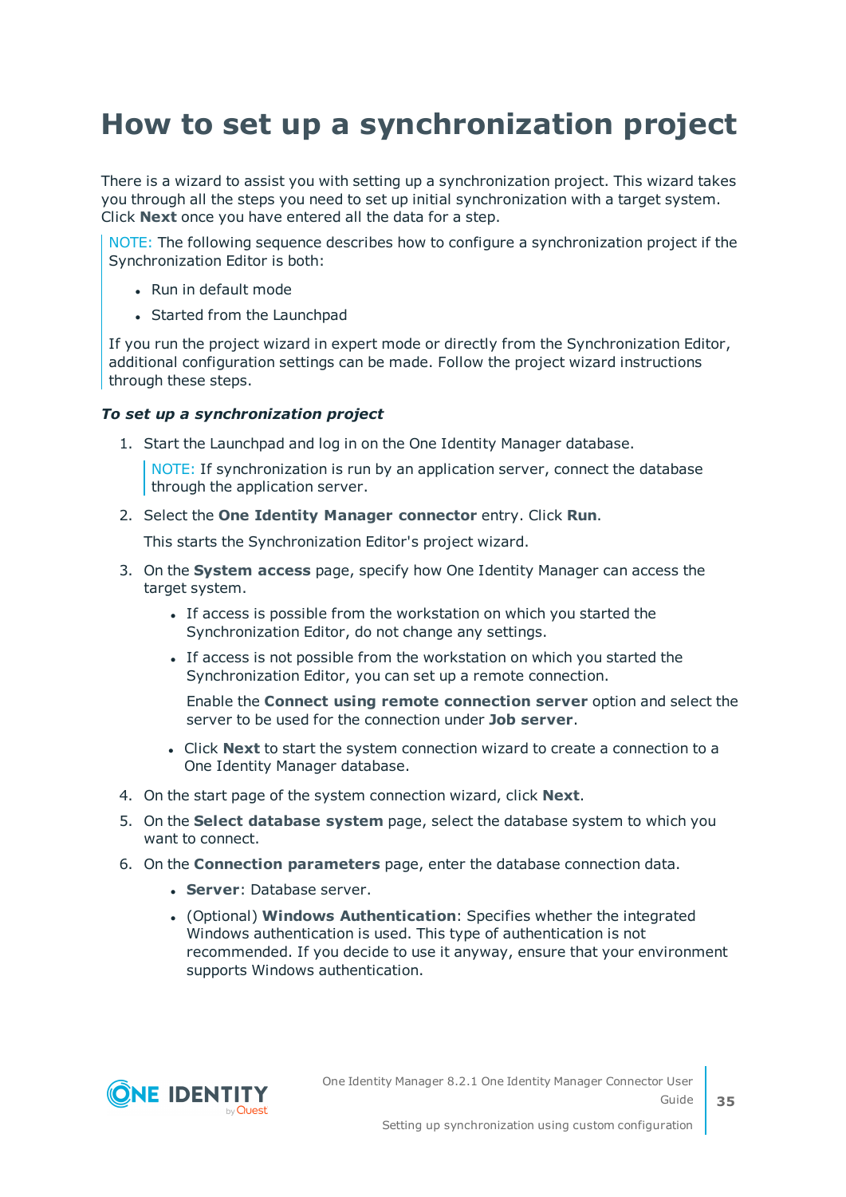# How to set up a synchronization project

There is a wizard to assist you with setting up a synchronization project. This wizard takes you through all the steps you need to set up initial synchronization with a target system. Click **Next** once you have entered all the data for a step.

> NOTE: The following sequence describes how to configure a synchronization project if the Synchronization Editor is both:
>
> - Run in default mode
> - Started from the Launchpad
>
> If you run the project wizard in expert mode or directly from the Synchronization Editor, additional configuration settings can be made. Follow the project wizard instructions through these steps.

***To set up a synchronization project***

1. Start the Launchpad and log in on the One Identity Manager database.

   > NOTE: If synchronization is run by an application server, connect the database through the application server.

2. Select the **One Identity Manager connector** entry. Click **Run**.

   This starts the Synchronization Editor's project wizard.

3. On the **System access** page, specify how One Identity Manager can access the target system.

   - If access is possible from the workstation on which you started the Synchronization Editor, do not change any settings.
   - If access is not possible from the workstation on which you started the Synchronization Editor, you can set up a remote connection.

     Enable the **Connect using remote connection server** option and select the server to be used for the connection under **Job server**.

   - Click **Next** to start the system connection wizard to create a connection to a One Identity Manager database.

4. On the start page of the system connection wizard, click **Next**.
5. On the **Select database system** page, select the database system to which you want to connect.
6. On the **Connection parameters** page, enter the database connection data.

   - **Server**: Database server.
   - (Optional) **Windows Authentication**: Specifies whether the integrated Windows authentication is used. This type of authentication is not recommended. If you decide to use it anyway, ensure that your environment supports Windows authentication.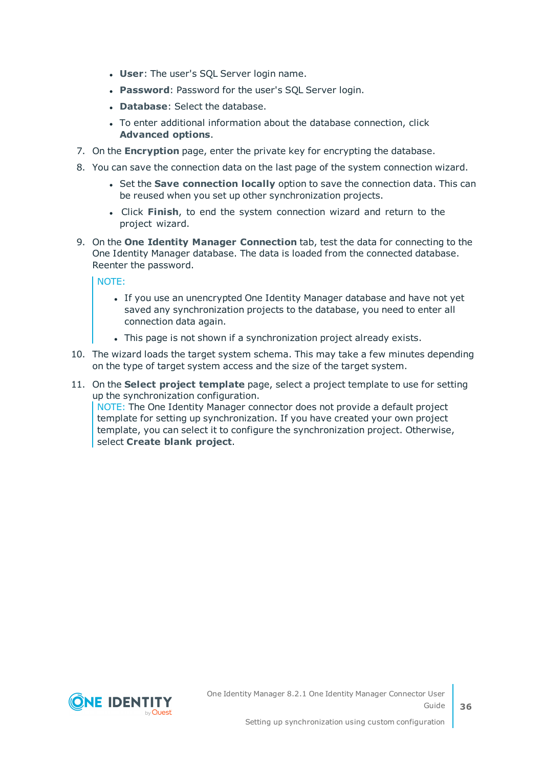- **User**: The user's SQL Server login name.
- **Password**: Password for the user's SQL Server login.
- **Database**: Select the database.
- To enter additional information about the database connection, click **Advanced options**.

7. On the **Encryption** page, enter the private key for encrypting the database.
8. You can save the connection data on the last page of the system connection wizard.
   - Set the **Save connection locally** option to save the connection data. This can be reused when you set up other synchronization projects.
   - Click **Finish**, to end the system connection wizard and return to the project wizard.
9. On the **One Identity Manager Connection** tab, test the data for connecting to the One Identity Manager database. The data is loaded from the connected database. Reenter the password.

   NOTE:

   - If you use an unencrypted One Identity Manager database and have not yet saved any synchronization projects to the database, you need to enter all connection data again.
   - This page is not shown if a synchronization project already exists.
10. The wizard loads the target system schema. This may take a few minutes depending on the type of target system access and the size of the target system.
11. On the **Select project template** page, select a project template to use for setting up the synchronization configuration.

    NOTE: The One Identity Manager connector does not provide a default project template for setting up synchronization. If you have created your own project template, you can select it to configure the synchronization project. Otherwise, select **Create blank project**.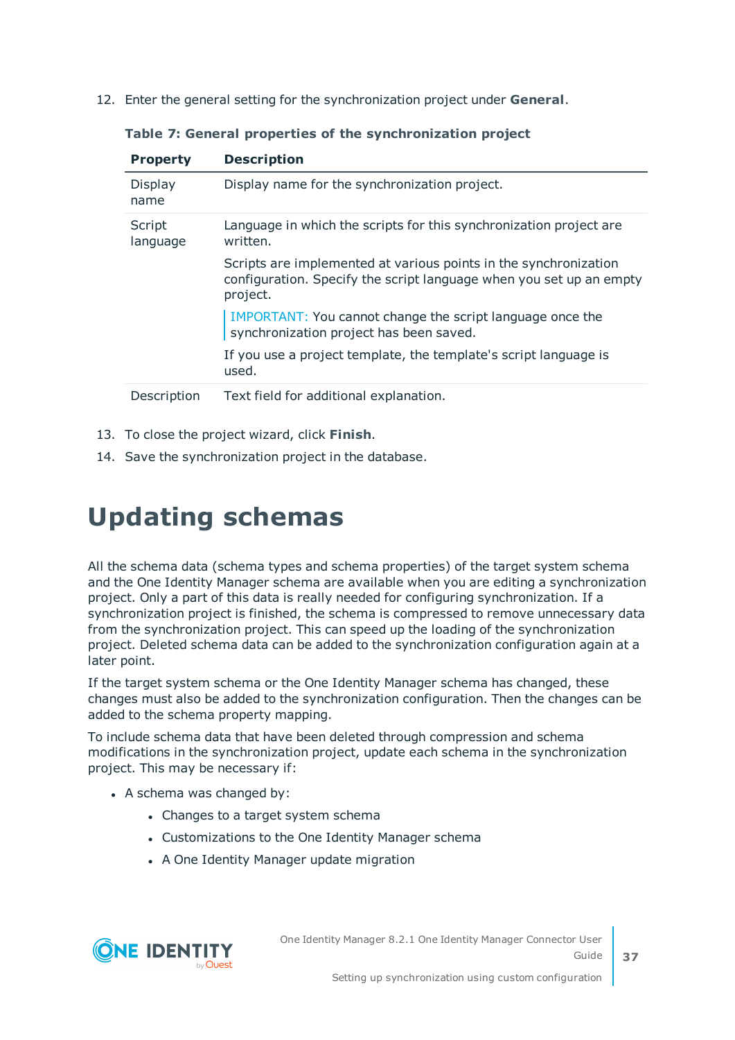12. Enter the general setting for the synchronization project under **General**.

**Table 7: General properties of the synchronization project**

| Property | Description |
| --- | --- |
| Display name | Display name for the synchronization project. |
| Script language | Language in which the scripts for this synchronization project are written. Scripts are implemented at various points in the synchronization configuration. Specify the script language when you set up an empty project. IMPORTANT: You cannot change the script language once the synchronization project has been saved. If you use a project template, the template's script language is used. |
| Description | Text field for additional explanation. |

13. To close the project wizard, click **Finish**.
14. Save the synchronization project in the database.

# Updating schemas

All the schema data (schema types and schema properties) of the target system schema and the One Identity Manager schema are available when you are editing a synchronization project. Only a part of this data is really needed for configuring synchronization. If a synchronization project is finished, the schema is compressed to remove unnecessary data from the synchronization project. This can speed up the loading of the synchronization project. Deleted schema data can be added to the synchronization configuration again at a later point.

If the target system schema or the One Identity Manager schema has changed, these changes must also be added to the synchronization configuration. Then the changes can be added to the schema property mapping.

To include schema data that have been deleted through compression and schema modifications in the synchronization project, update each schema in the synchronization project. This may be necessary if:

- A schema was changed by:
  - Changes to a target system schema
  - Customizations to the One Identity Manager schema
  - A One Identity Manager update migration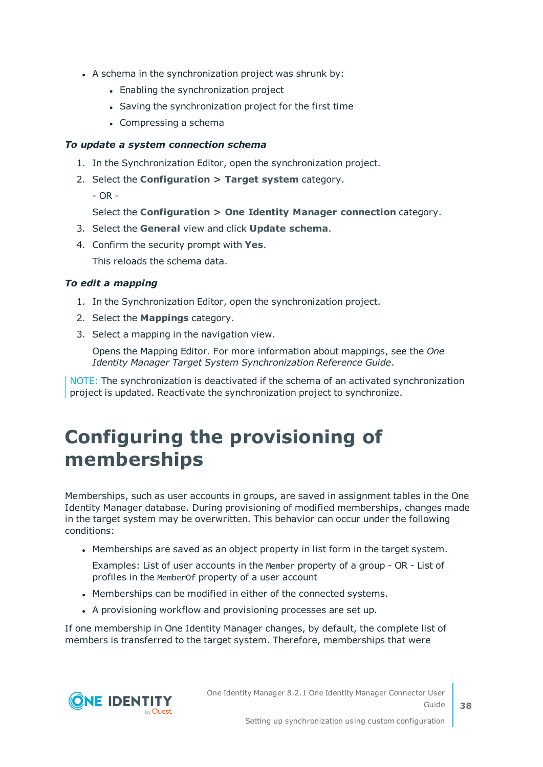- A schema in the synchronization project was shrunk by:
  - Enabling the synchronization project
  - Saving the synchronization project for the first time
  - Compressing a schema

***To update a system connection schema***

1. In the Synchronization Editor, open the synchronization project.
2. Select the **Configuration > Target system** category.

   - OR -

   Select the **Configuration > One Identity Manager connection** category.
3. Select the **General** view and click **Update schema**.
4. Confirm the security prompt with **Yes**.

   This reloads the schema data.

***To edit a mapping***

1. In the Synchronization Editor, open the synchronization project.
2. Select the **Mappings** category.
3. Select a mapping in the navigation view.

   Opens the Mapping Editor. For more information about mappings, see the *One Identity Manager Target System Synchronization Reference Guide*.

NOTE: The synchronization is deactivated if the schema of an activated synchronization project is updated. Reactivate the synchronization project to synchronize.

# Configuring the provisioning of memberships

Memberships, such as user accounts in groups, are saved in assignment tables in the One Identity Manager database. During provisioning of modified memberships, changes made in the target system may be overwritten. This behavior can occur under the following conditions:

- Memberships are saved as an object property in list form in the target system.

  Examples: List of user accounts in the `Member` property of a group - OR - List of profiles in the `MemberOf` property of a user account
- Memberships can be modified in either of the connected systems.
- A provisioning workflow and provisioning processes are set up.

If one membership in One Identity Manager changes, by default, the complete list of members is transferred to the target system. Therefore, memberships that were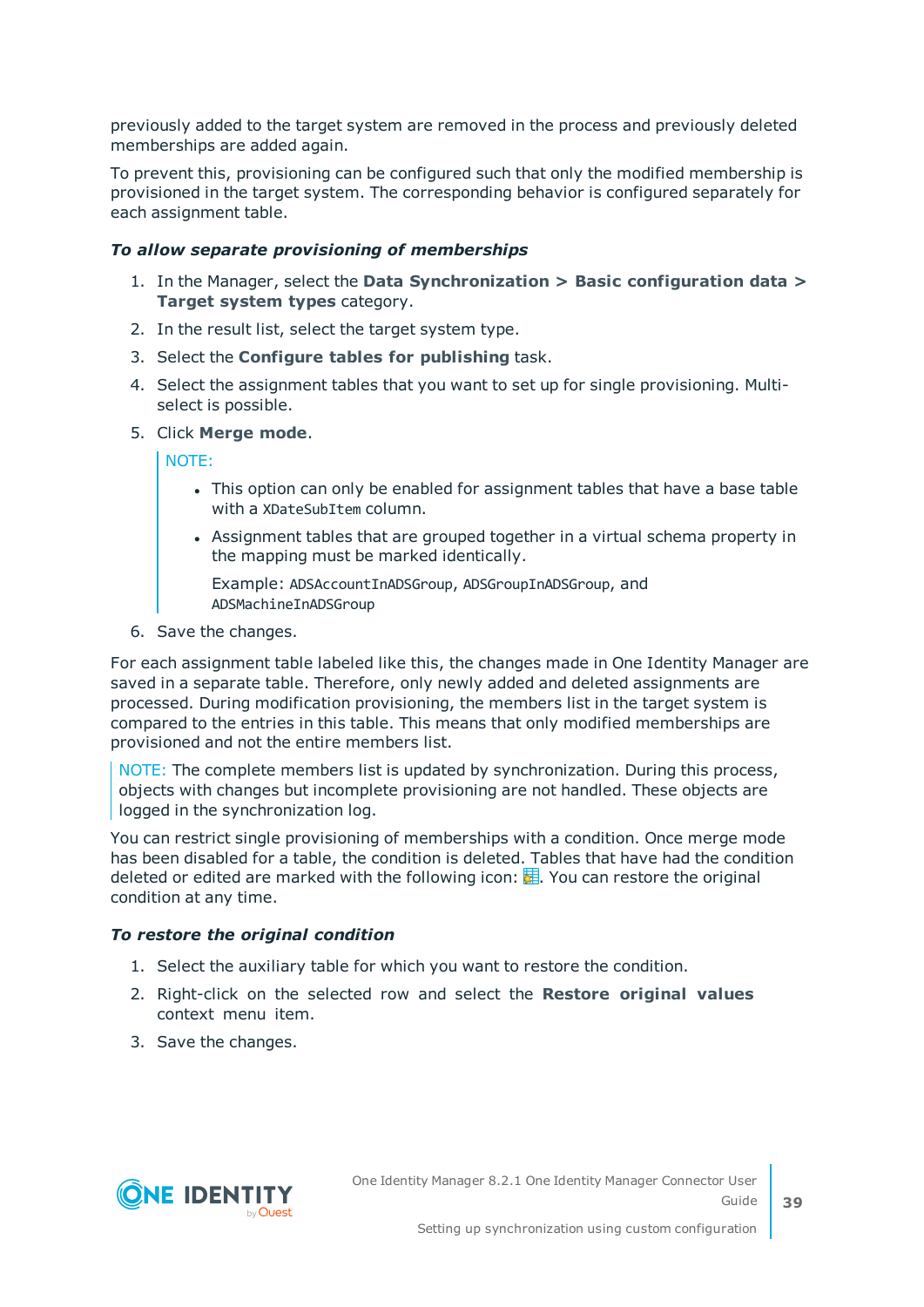previously added to the target system are removed in the process and previously deleted memberships are added again.

To prevent this, provisioning can be configured such that only the modified membership is provisioned in the target system. The corresponding behavior is configured separately for each assignment table.

***To allow separate provisioning of memberships***

1. In the Manager, select the **Data Synchronization > Basic configuration data > Target system types** category.
2. In the result list, select the target system type.
3. Select the **Configure tables for publishing** task.
4. Select the assignment tables that you want to set up for single provisioning. Multi-select is possible.
5. Click **Merge mode**.

   NOTE:

   - This option can only be enabled for assignment tables that have a base table with a `XDateSubItem` column.
   - Assignment tables that are grouped together in a virtual schema property in the mapping must be marked identically.

     Example: `ADSAccountInADSGroup`, `ADSGroupInADSGroup`, and `ADSMachineInADSGroup`
6. Save the changes.

For each assignment table labeled like this, the changes made in One Identity Manager are saved in a separate table. Therefore, only newly added and deleted assignments are processed. During modification provisioning, the members list in the target system is compared to the entries in this table. This means that only modified memberships are provisioned and not the entire members list.

NOTE: The complete members list is updated by synchronization. During this process, objects with changes but incomplete provisioning are not handled. These objects are logged in the synchronization log.

You can restrict single provisioning of memberships with a condition. Once merge mode has been disabled for a table, the condition is deleted. Tables that have had the condition deleted or edited are marked with the following icon: . You can restore the original condition at any time.

***To restore the original condition***

1. Select the auxiliary table for which you want to restore the condition.
2. Right-click on the selected row and select the **Restore original values** context menu item.
3. Save the changes.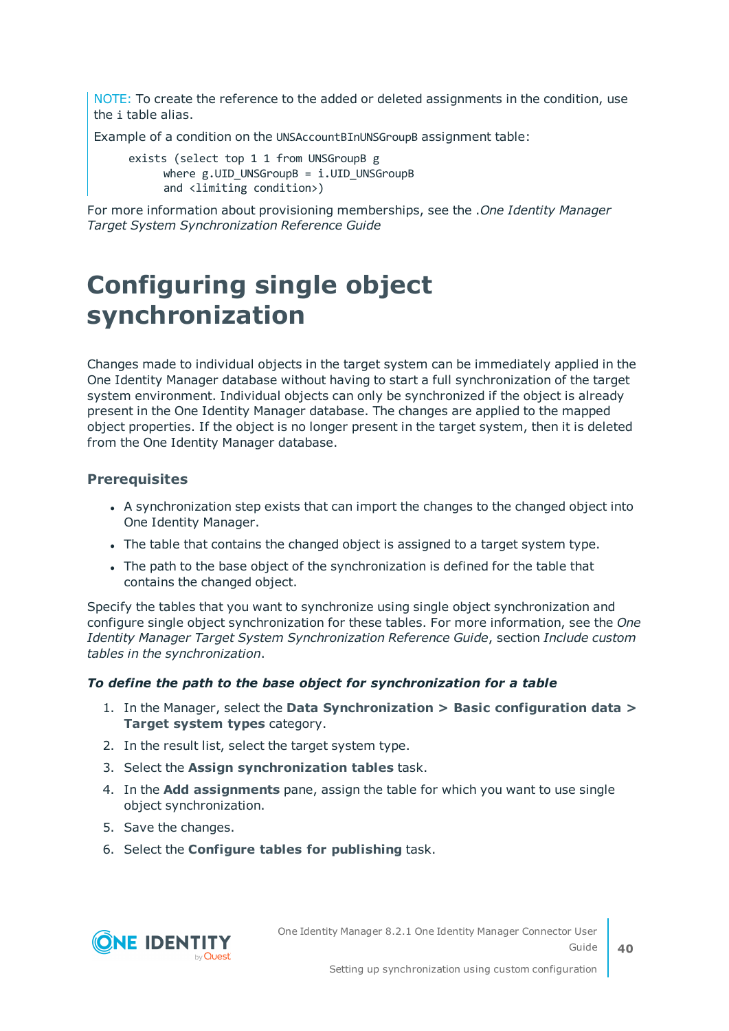NOTE: To create the reference to the added or deleted assignments in the condition, use the i table alias.

Example of a condition on the UNSAccountBInUNSGroupB assignment table:

```
exists (select top 1 1 from UNSGroupB g
      where g.UID_UNSGroupB = i.UID_UNSGroupB
      and <limiting condition>)
```

For more information about provisioning memberships, see the .*One Identity Manager Target System Synchronization Reference Guide*

# Configuring single object synchronization

Changes made to individual objects in the target system can be immediately applied in the One Identity Manager database without having to start a full synchronization of the target system environment. Individual objects can only be synchronized if the object is already present in the One Identity Manager database. The changes are applied to the mapped object properties. If the object is no longer present in the target system, then it is deleted from the One Identity Manager database.

### Prerequisites

- A synchronization step exists that can import the changes to the changed object into One Identity Manager.
- The table that contains the changed object is assigned to a target system type.
- The path to the base object of the synchronization is defined for the table that contains the changed object.

Specify the tables that you want to synchronize using single object synchronization and configure single object synchronization for these tables. For more information, see the *One Identity Manager Target System Synchronization Reference Guide*, section *Include custom tables in the synchronization*.

#### *To define the path to the base object for synchronization for a table*

1. In the Manager, select the **Data Synchronization > Basic configuration data > Target system types** category.
2. In the result list, select the target system type.
3. Select the **Assign synchronization tables** task.
4. In the **Add assignments** pane, assign the table for which you want to use single object synchronization.
5. Save the changes.
6. Select the **Configure tables for publishing** task.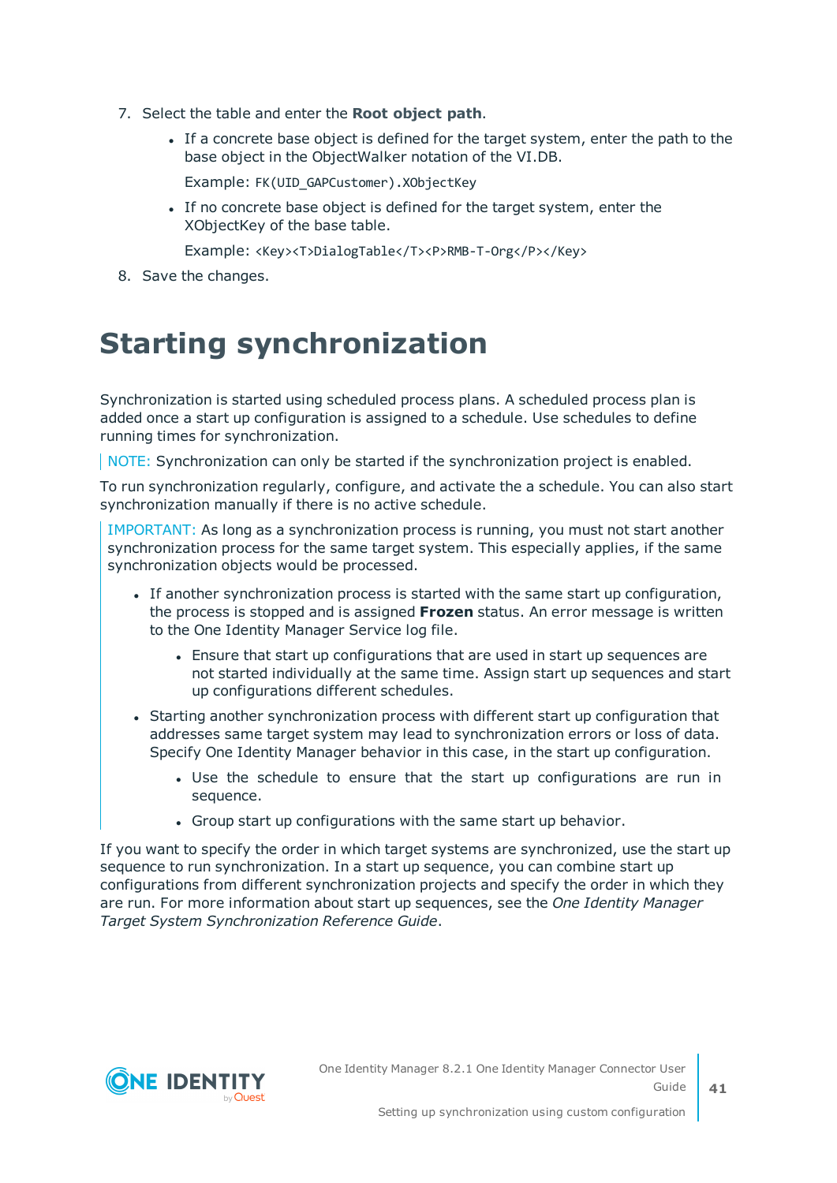7. Select the table and enter the **Root object path**.
   - If a concrete base object is defined for the target system, enter the path to the base object in the ObjectWalker notation of the VI.DB.

     Example: `FK(UID_GAPCustomer).XObjectKey`
   - If no concrete base object is defined for the target system, enter the XObjectKey of the base table.

     Example: `<Key><T>DialogTable</T><P>RMB-T-Org</P></Key>`
8. Save the changes.

# Starting synchronization

Synchronization is started using scheduled process plans. A scheduled process plan is added once a start up configuration is assigned to a schedule. Use schedules to define running times for synchronization.

> NOTE: Synchronization can only be started if the synchronization project is enabled.

To run synchronization regularly, configure, and activate the a schedule. You can also start synchronization manually if there is no active schedule.

> IMPORTANT: As long as a synchronization process is running, you must not start another synchronization process for the same target system. This especially applies, if the same synchronization objects would be processed.
>
> - If another synchronization process is started with the same start up configuration, the process is stopped and is assigned **Frozen** status. An error message is written to the One Identity Manager Service log file.
>   - Ensure that start up configurations that are used in start up sequences are not started individually at the same time. Assign start up sequences and start up configurations different schedules.
> - Starting another synchronization process with different start up configuration that addresses same target system may lead to synchronization errors or loss of data. Specify One Identity Manager behavior in this case, in the start up configuration.
>   - Use the schedule to ensure that the start up configurations are run in sequence.
>   - Group start up configurations with the same start up behavior.

If you want to specify the order in which target systems are synchronized, use the start up sequence to run synchronization. In a start up sequence, you can combine start up configurations from different synchronization projects and specify the order in which they are run. For more information about start up sequences, see the *One Identity Manager Target System Synchronization Reference Guide*.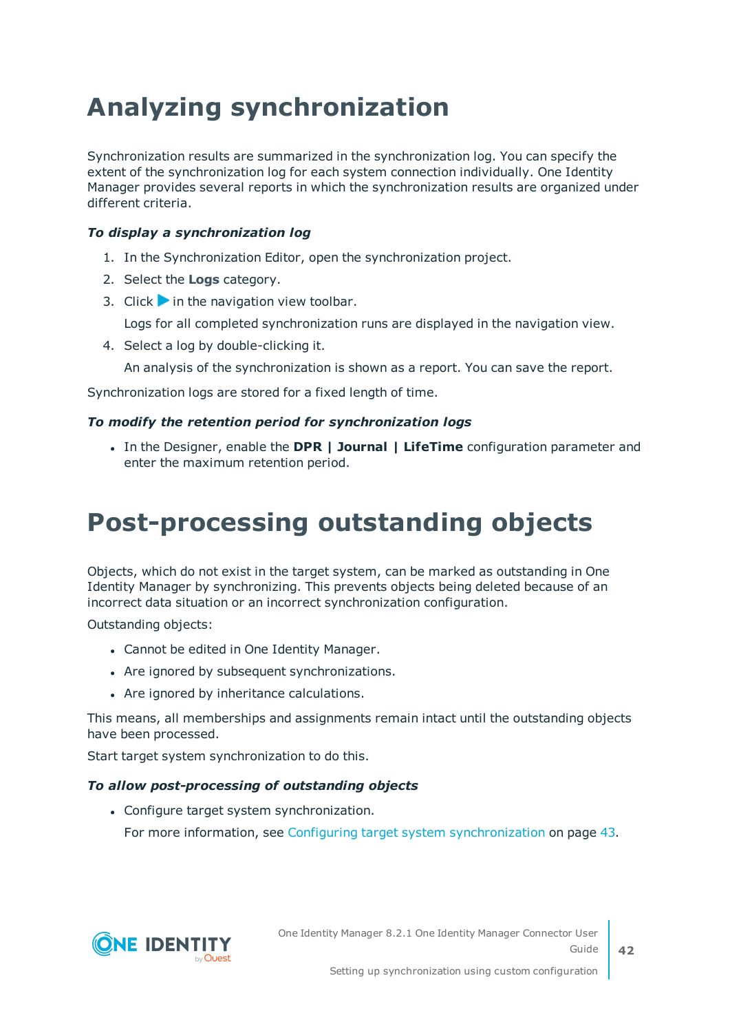# Analyzing synchronization

Synchronization results are summarized in the synchronization log. You can specify the extent of the synchronization log for each system connection individually. One Identity Manager provides several reports in which the synchronization results are organized under different criteria.

***To display a synchronization log***

1. In the Synchronization Editor, open the synchronization project.
2. Select the **Logs** category.
3. Click ▶ in the navigation view toolbar.

   Logs for all completed synchronization runs are displayed in the navigation view.
4. Select a log by double-clicking it.

   An analysis of the synchronization is shown as a report. You can save the report.

Synchronization logs are stored for a fixed length of time.

***To modify the retention period for synchronization logs***

- In the Designer, enable the **DPR | Journal | LifeTime** configuration parameter and enter the maximum retention period.

# Post-processing outstanding objects

Objects, which do not exist in the target system, can be marked as outstanding in One Identity Manager by synchronizing. This prevents objects being deleted because of an incorrect data situation or an incorrect synchronization configuration.

Outstanding objects:

- Cannot be edited in One Identity Manager.
- Are ignored by subsequent synchronizations.
- Are ignored by inheritance calculations.

This means, all memberships and assignments remain intact until the outstanding objects have been processed.

Start target system synchronization to do this.

***To allow post-processing of outstanding objects***

- Configure target system synchronization.

  For more information, see Configuring target system synchronization on page 43.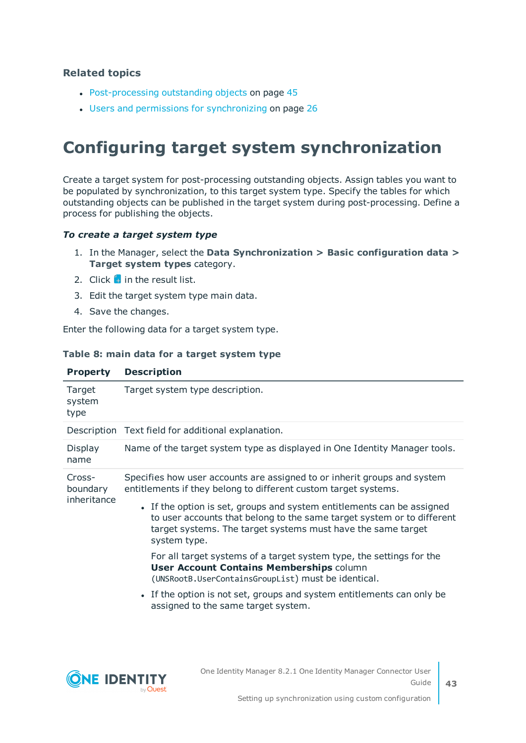### Related topics

- Post-processing outstanding objects on page 45
- Users and permissions for synchronizing on page 26

# Configuring target system synchronization

Create a target system for post-processing outstanding objects. Assign tables you want to be populated by synchronization, to this target system type. Specify the tables for which outstanding objects can be published in the target system during post-processing. Define a process for publishing the objects.

***To create a target system type***

1. In the Manager, select the **Data Synchronization > Basic configuration data > Target system types** category.
2. Click in the result list.
3. Edit the target system type main data.
4. Save the changes.

Enter the following data for a target system type.

**Table 8: main data for a target system type**

| Property | Description |
| --- | --- |
| Target system type | Target system type description. |
| Description | Text field for additional explanation. |
| Display name | Name of the target system type as displayed in One Identity Manager tools. |
| Cross-boundary inheritance | Specifies how user accounts are assigned to or inherit groups and system entitlements if they belong to different custom target systems.<br>• If the option is set, groups and system entitlements can be assigned to user accounts that belong to the same target system or to different target systems. The target systems must have the same target system type.<br>For all target systems of a target system type, the settings for the **User Account Contains Memberships** column (`UNSRootB.UserContainsGroupList`) must be identical.<br>• If the option is not set, groups and system entitlements can only be assigned to the same target system. |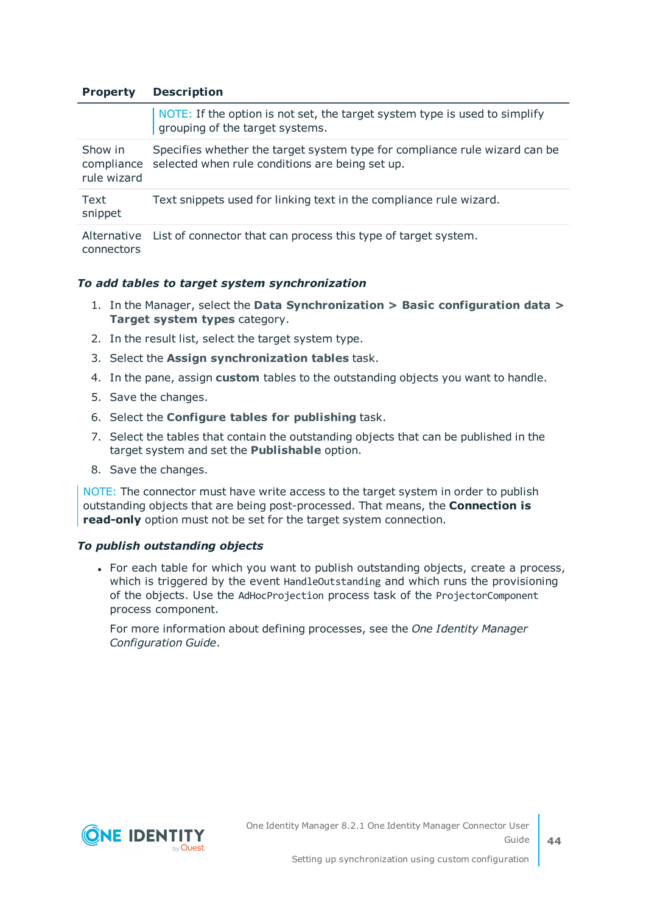| Property | Description |
|---|---|
| | NOTE: If the option is not set, the target system type is used to simplify grouping of the target systems. |
| Show in compliance rule wizard | Specifies whether the target system type for compliance rule wizard can be selected when rule conditions are being set up. |
| Text snippet | Text snippets used for linking text in the compliance rule wizard. |
| Alternative connectors | List of connector that can process this type of target system. |

***To add tables to target system synchronization***

1. In the Manager, select the **Data Synchronization > Basic configuration data > Target system types** category.
2. In the result list, select the target system type.
3. Select the **Assign synchronization tables** task.
4. In the pane, assign **custom** tables to the outstanding objects you want to handle.
5. Save the changes.
6. Select the **Configure tables for publishing** task.
7. Select the tables that contain the outstanding objects that can be published in the target system and set the **Publishable** option.
8. Save the changes.

NOTE: The connector must have write access to the target system in order to publish outstanding objects that are being post-processed. That means, the **Connection is read-only** option must not be set for the target system connection.

***To publish outstanding objects***

- For each table for which you want to publish outstanding objects, create a process, which is triggered by the event `HandleOutstanding` and which runs the provisioning of the objects. Use the `AdHocProjection` process task of the `ProjectorComponent` process component.

  For more information about defining processes, see the *One Identity Manager Configuration Guide*.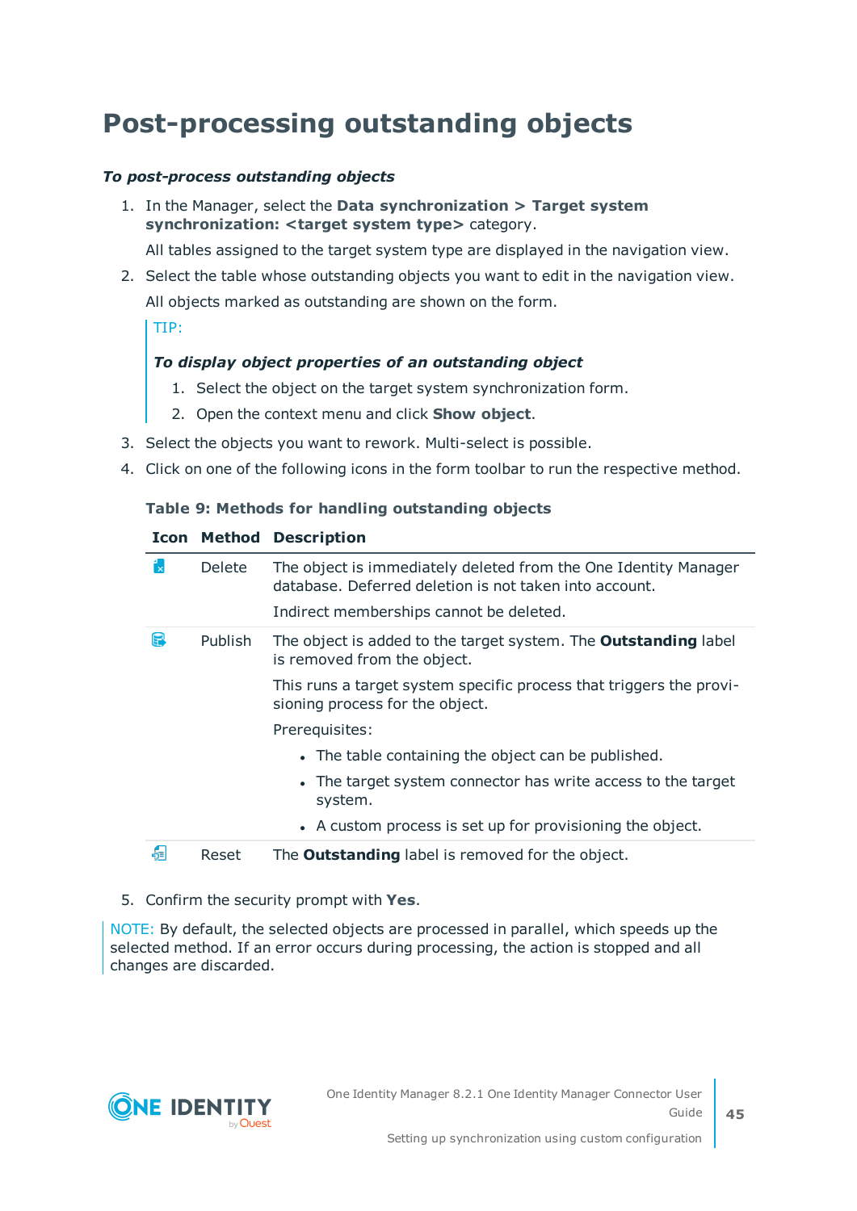# Post-processing outstanding objects

***To post-process outstanding objects***

1. In the Manager, select the **Data synchronization > Target system synchronization: <target system type>** category.

   All tables assigned to the target system type are displayed in the navigation view.

2. Select the table whose outstanding objects you want to edit in the navigation view.

   All objects marked as outstanding are shown on the form.

   > TIP:
   >
   > ***To display object properties of an outstanding object***
   >
   > 1. Select the object on the target system synchronization form.
   > 2. Open the context menu and click **Show object**.

3. Select the objects you want to rework. Multi-select is possible.
4. Click on one of the following icons in the form toolbar to run the respective method.

   **Table 9: Methods for handling outstanding objects**

   | Icon | Method | Description |
   |---|---|---|
   | | Delete | The object is immediately deleted from the One Identity Manager database. Deferred deletion is not taken into account.<br><br>Indirect memberships cannot be deleted. |
   | | Publish | The object is added to the target system. The **Outstanding** label is removed from the object.<br><br>This runs a target system specific process that triggers the provisioning process for the object.<br><br>Prerequisites:<br>• The table containing the object can be published.<br>• The target system connector has write access to the target system.<br>• A custom process is set up for provisioning the object. |
   | | Reset | The **Outstanding** label is removed for the object. |

5. Confirm the security prompt with **Yes**.

NOTE: By default, the selected objects are processed in parallel, which speeds up the selected method. If an error occurs during processing, the action is stopped and all changes are discarded.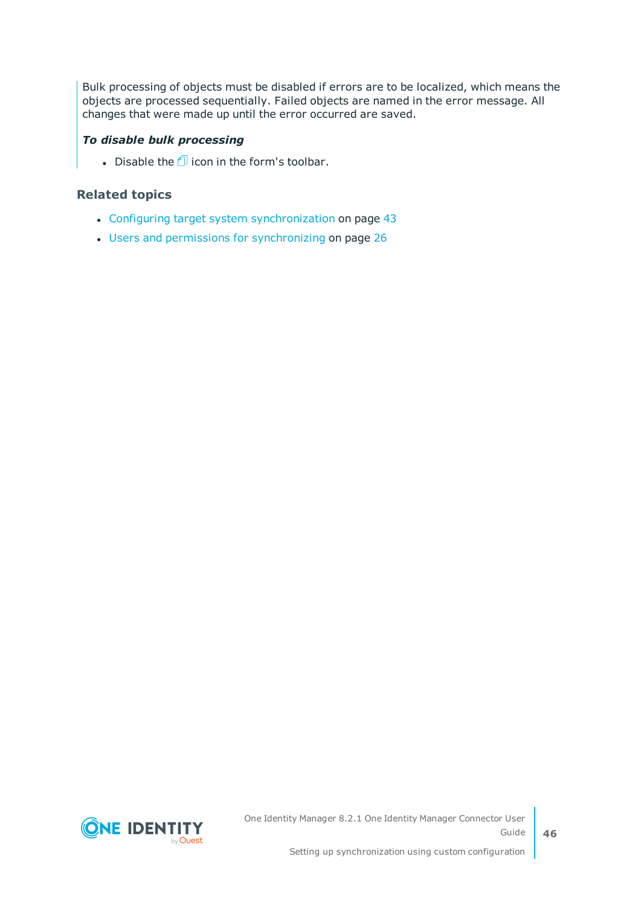Bulk processing of objects must be disabled if errors are to be localized, which means the objects are processed sequentially. Failed objects are named in the error message. All changes that were made up until the error occurred are saved.

***To disable bulk processing***

- Disable the icon in the form's toolbar.

### Related topics

- Configuring target system synchronization on page 43
- Users and permissions for synchronizing on page 26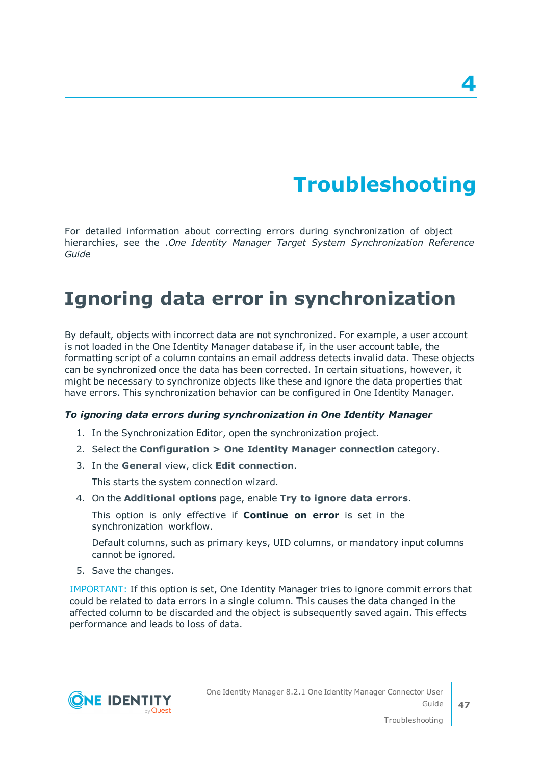# 4

# Troubleshooting

For detailed information about correcting errors during synchronization of object hierarchies, see the .*One Identity Manager Target System Synchronization Reference Guide*

## Ignoring data error in synchronization

By default, objects with incorrect data are not synchronized. For example, a user account is not loaded in the One Identity Manager database if, in the user account table, the formatting script of a column contains an email address detects invalid data. These objects can be synchronized once the data has been corrected. In certain situations, however, it might be necessary to synchronize objects like these and ignore the data properties that have errors. This synchronization behavior can be configured in One Identity Manager.

***To ignoring data errors during synchronization in One Identity Manager***

1. In the Synchronization Editor, open the synchronization project.
2. Select the **Configuration > One Identity Manager connection** category.
3. In the **General** view, click **Edit connection**.

   This starts the system connection wizard.
4. On the **Additional options** page, enable **Try to ignore data errors**.

   This option is only effective if **Continue on error** is set in the synchronization workflow.

   Default columns, such as primary keys, UID columns, or mandatory input columns cannot be ignored.
5. Save the changes.

IMPORTANT: If this option is set, One Identity Manager tries to ignore commit errors that could be related to data errors in a single column. This causes the data changed in the affected column to be discarded and the object is subsequently saved again. This effects performance and leads to loss of data.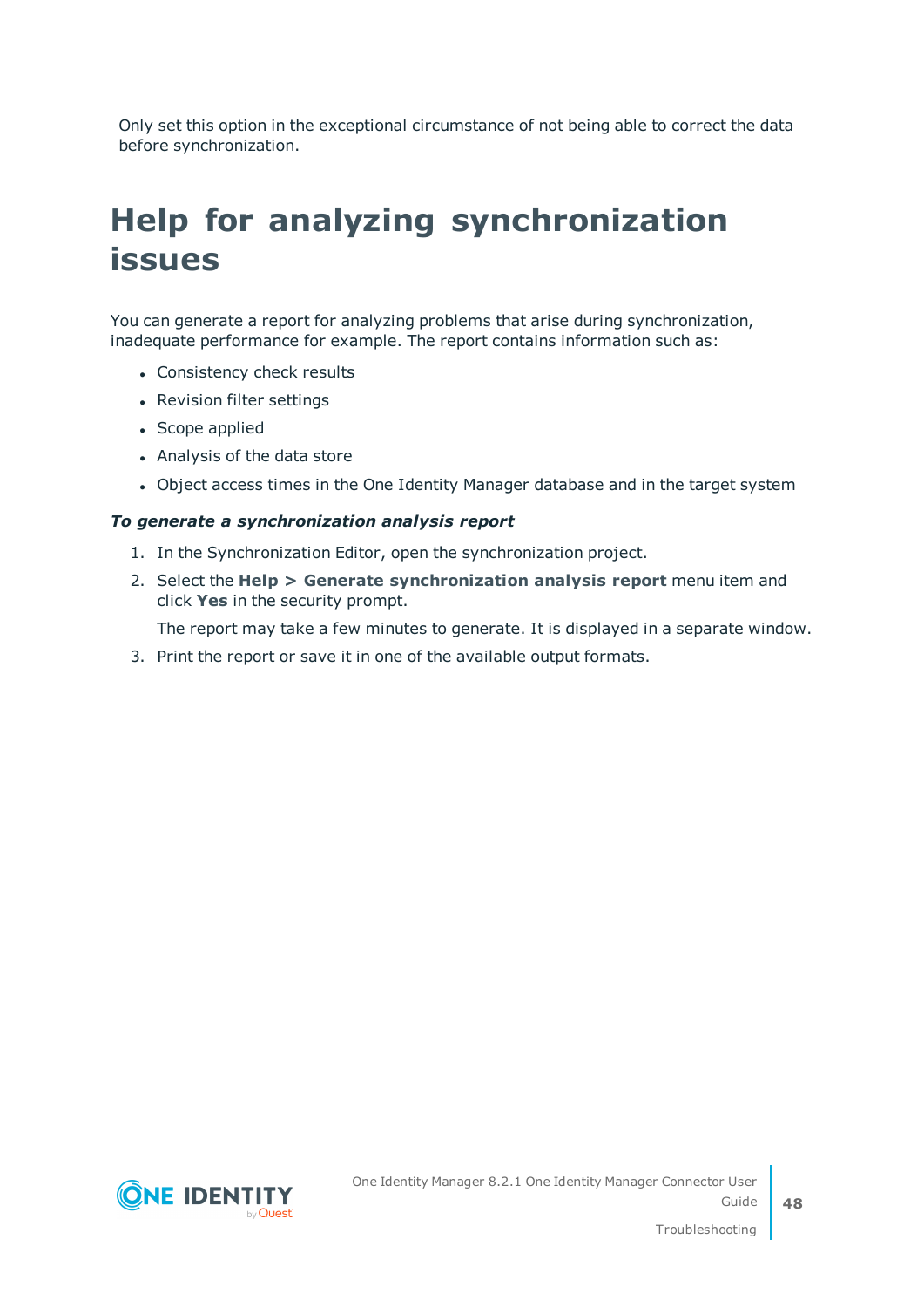Only set this option in the exceptional circumstance of not being able to correct the data before synchronization.

# Help for analyzing synchronization issues

You can generate a report for analyzing problems that arise during synchronization, inadequate performance for example. The report contains information such as:

- Consistency check results
- Revision filter settings
- Scope applied
- Analysis of the data store
- Object access times in the One Identity Manager database and in the target system

***To generate a synchronization analysis report***

1. In the Synchronization Editor, open the synchronization project.
2. Select the **Help > Generate synchronization analysis report** menu item and click **Yes** in the security prompt.

   The report may take a few minutes to generate. It is displayed in a separate window.
3. Print the report or save it in one of the available output formats.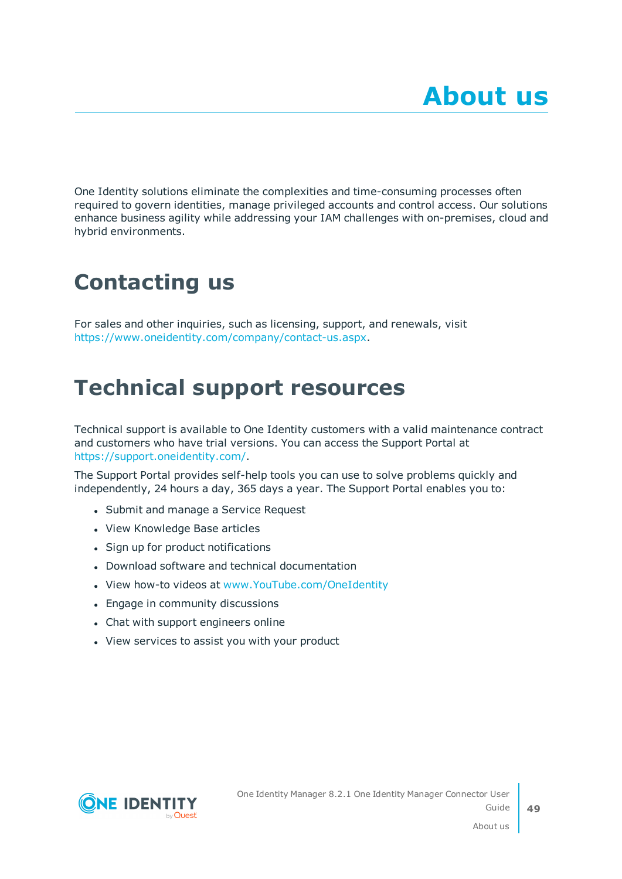# About us

One Identity solutions eliminate the complexities and time-consuming processes often required to govern identities, manage privileged accounts and control access. Our solutions enhance business agility while addressing your IAM challenges with on-premises, cloud and hybrid environments.

## Contacting us

For sales and other inquiries, such as licensing, support, and renewals, visit https://www.oneidentity.com/company/contact-us.aspx.

## Technical support resources

Technical support is available to One Identity customers with a valid maintenance contract and customers who have trial versions. You can access the Support Portal at https://support.oneidentity.com/.

The Support Portal provides self-help tools you can use to solve problems quickly and independently, 24 hours a day, 365 days a year. The Support Portal enables you to:

- Submit and manage a Service Request
- View Knowledge Base articles
- Sign up for product notifications
- Download software and technical documentation
- View how-to videos at www.YouTube.com/OneIdentity
- Engage in community discussions
- Chat with support engineers online
- View services to assist you with your product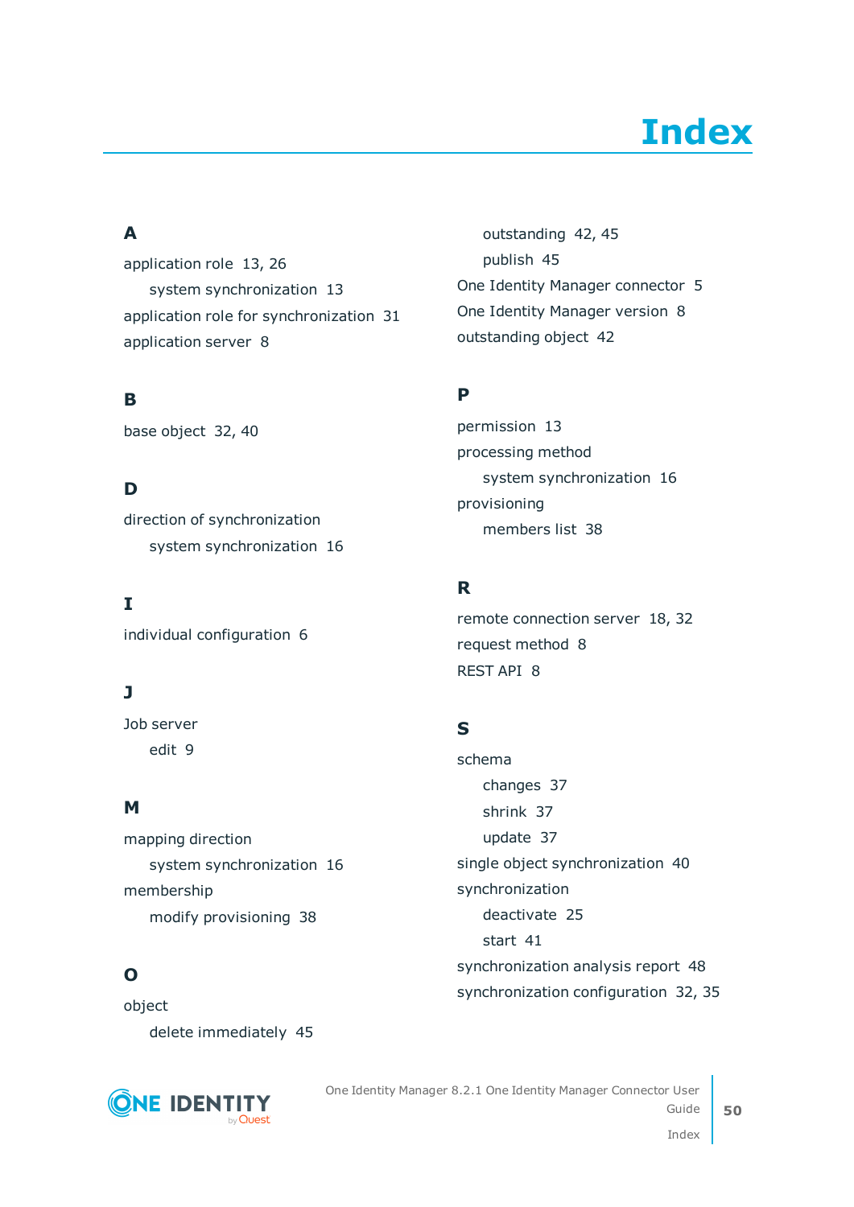# Index

## A

application role 13, 26

- system synchronization 13

application role for synchronization 31

application server 8

## B

base object 32, 40

## D

direction of synchronization

- system synchronization 16

## I

individual configuration 6

## J

Job server

- edit 9

## M

mapping direction

- system synchronization 16

membership

- modify provisioning 38

## O

object

- delete immediately 45
- outstanding 42, 45
- publish 45

One Identity Manager connector 5

One Identity Manager version 8

outstanding object 42

## P

permission 13

processing method

- system synchronization 16

provisioning

- members list 38

## R

remote connection server 18, 32

request method 8

REST API 8

## S

schema

- changes 37
- shrink 37
- update 37

single object synchronization 40

synchronization

- deactivate 25
- start 41

synchronization analysis report 48

synchronization configuration 32, 35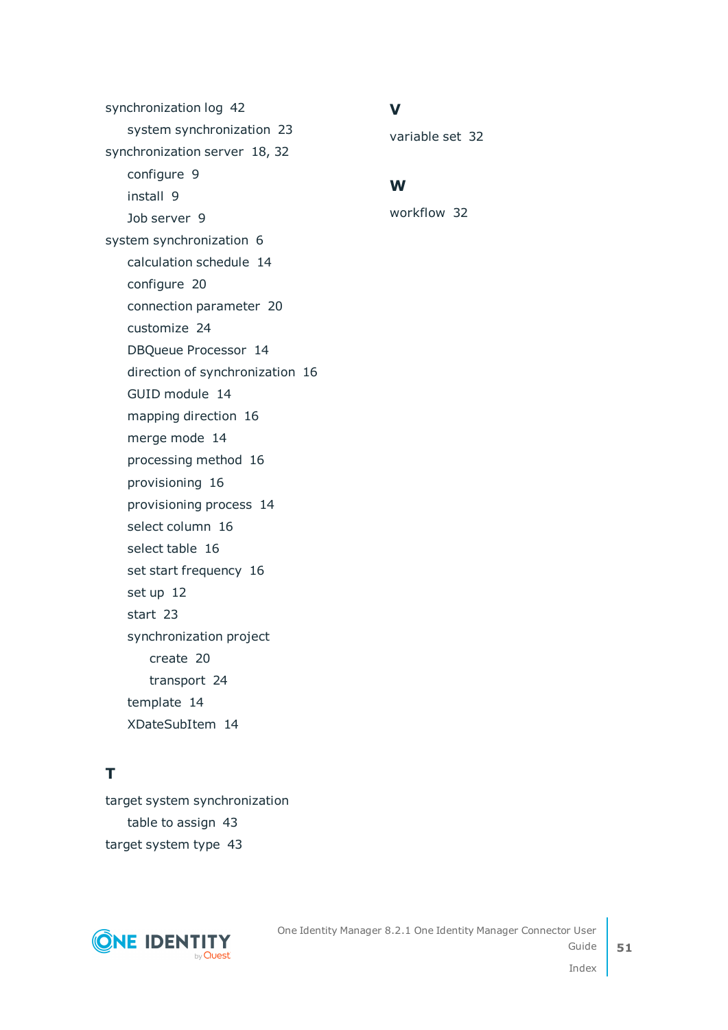synchronization log 42
    system synchronization 23
synchronization server 18, 32
    configure 9
    install 9
    Job server 9
system synchronization 6
    calculation schedule 14
    configure 20
    connection parameter 20
    customize 24
    DBQueue Processor 14
    direction of synchronization 16
    GUID module 14
    mapping direction 16
    merge mode 14
    processing method 16
    provisioning 16
    provisioning process 14
    select column 16
    select table 16
    set start frequency 16
    set up 12
    start 23
    synchronization project
        create 20
        transport 24
    template 14
    XDateSubItem 14

## T

target system synchronization
    table to assign 43
target system type 43

## V

variable set 32

## W

workflow 32